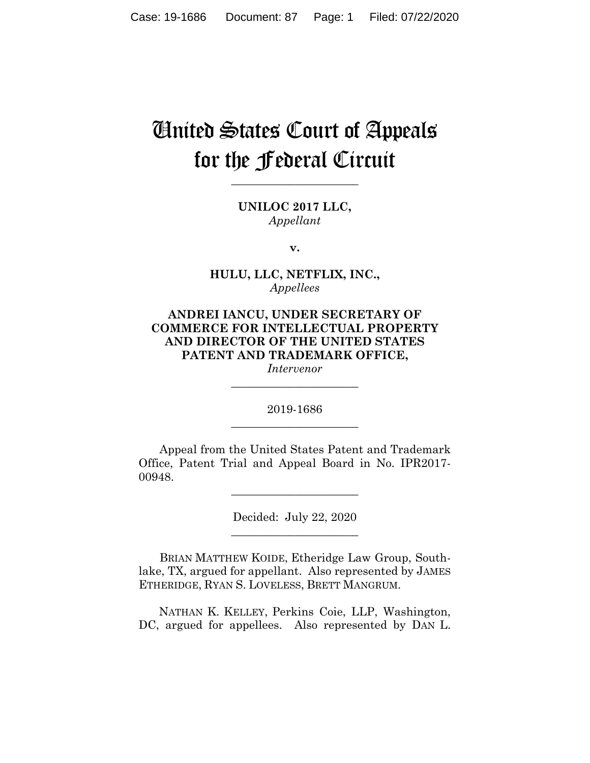# United States Court of Appeals for the Federal Circuit

______________________

**UNILOC 2017 LLC,**
*Appellant*

**v.**

**HULU, LLC, NETFLIX, INC.,**
*Appellees*

**ANDREI IANCU, UNDER SECRETARY OF COMMERCE FOR INTELLECTUAL PROPERTY AND DIRECTOR OF THE UNITED STATES PATENT AND TRADEMARK OFFICE,**
*Intervenor*

______________________

2019-1686

______________________

Appeal from the United States Patent and Trademark Office, Patent Trial and Appeal Board in No. IPR2017-00948.

______________________

Decided: July 22, 2020

______________________

BRIAN MATTHEW KOIDE, Etheridge Law Group, Southlake, TX, argued for appellant. Also represented by JAMES ETHERIDGE, RYAN S. LOVELESS, BRETT MANGRUM.

NATHAN K. KELLEY, Perkins Coie, LLP, Washington, DC, argued for appellees. Also represented by DAN L.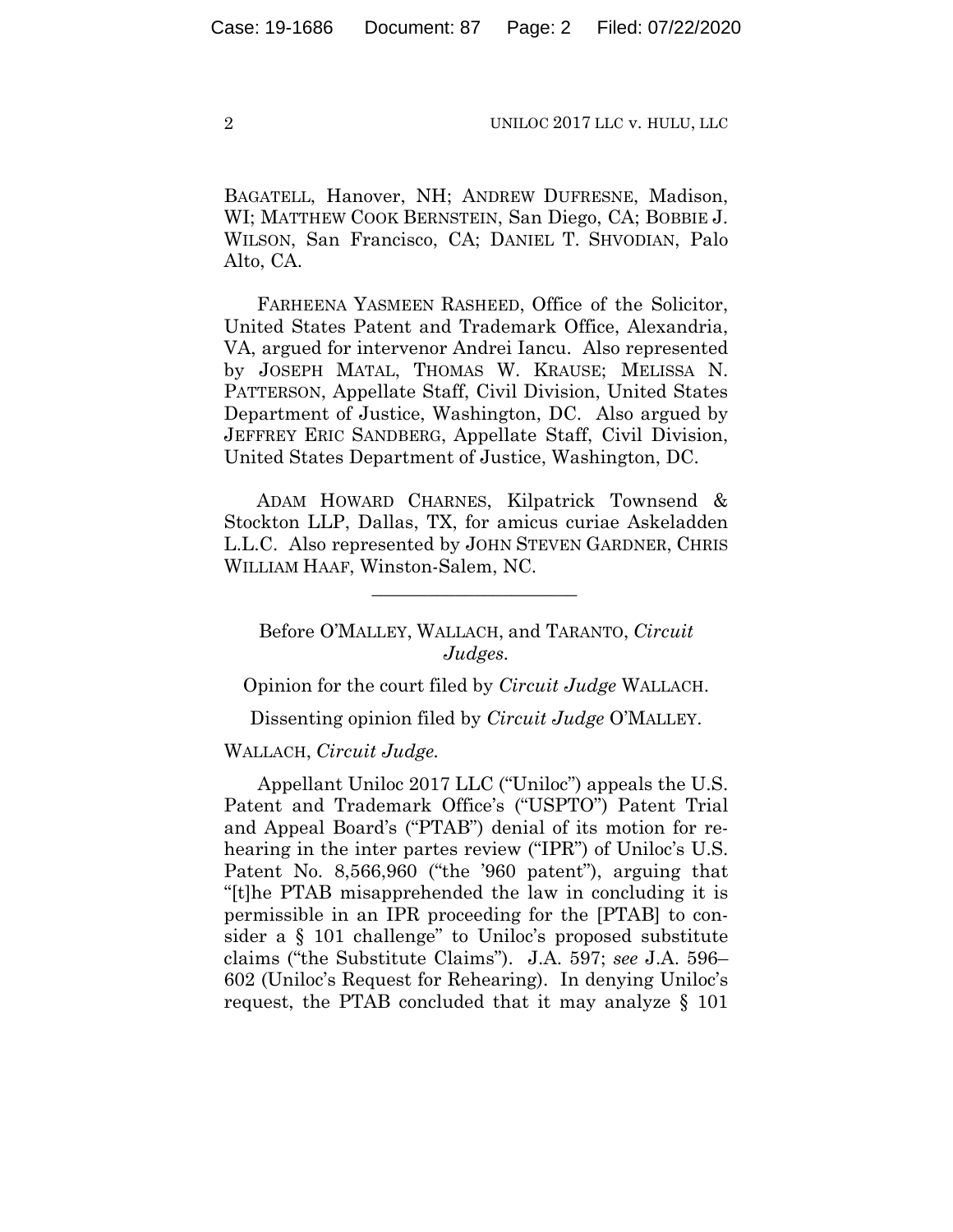BAGATELL, Hanover, NH; ANDREW DUFRESNE, Madison, WI; MATTHEW COOK BERNSTEIN, San Diego, CA; BOBBIE J. WILSON, San Francisco, CA; DANIEL T. SHVODIAN, Palo Alto, CA.

FARHEENA YASMEEN RASHEED, Office of the Solicitor, United States Patent and Trademark Office, Alexandria, VA, argued for intervenor Andrei Iancu. Also represented by JOSEPH MATAL, THOMAS W. KRAUSE; MELISSA N. PATTERSON, Appellate Staff, Civil Division, United States Department of Justice, Washington, DC. Also argued by JEFFREY ERIC SANDBERG, Appellate Staff, Civil Division, United States Department of Justice, Washington, DC.

ADAM HOWARD CHARNES, Kilpatrick Townsend & Stockton LLP, Dallas, TX, for amicus curiae Askeladden L.L.C. Also represented by JOHN STEVEN GARDNER, CHRIS WILLIAM HAAF, Winston-Salem, NC.

---

Before O'MALLEY, WALLACH, and TARANTO, *Circuit Judges*.

Opinion for the court filed by *Circuit Judge* WALLACH.

Dissenting opinion filed by *Circuit Judge* O'MALLEY.

WALLACH, *Circuit Judge*.

Appellant Uniloc 2017 LLC ("Uniloc") appeals the U.S. Patent and Trademark Office's ("USPTO") Patent Trial and Appeal Board's ("PTAB") denial of its motion for rehearing in the inter partes review ("IPR") of Uniloc's U.S. Patent No. 8,566,960 ("the '960 patent"), arguing that "[t]he PTAB misapprehended the law in concluding it is permissible in an IPR proceeding for the [PTAB] to consider a § 101 challenge" to Uniloc's proposed substitute claims ("the Substitute Claims"). J.A. 597; *see* J.A. 596–602 (Uniloc's Request for Rehearing). In denying Uniloc's request, the PTAB concluded that it may analyze § 101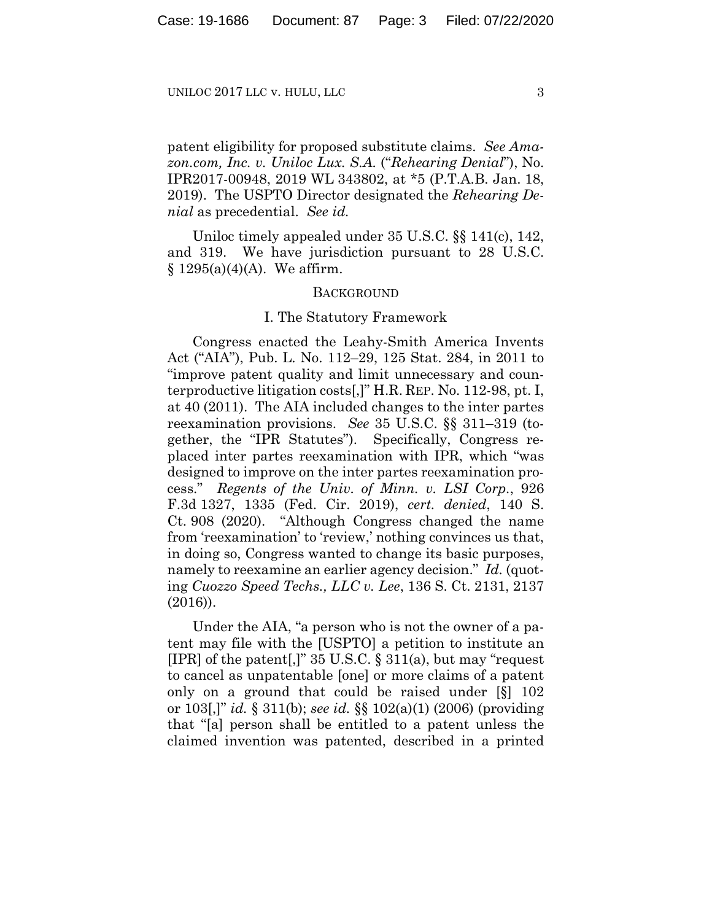patent eligibility for proposed substitute claims. *See Amazon.com, Inc. v. Uniloc Lux. S.A.* ("*Rehearing Denial*"), No. IPR2017-00948, 2019 WL 343802, at *5 (P.T.A.B. Jan. 18, 2019). The USPTO Director designated the *Rehearing Denial* as precedential. *See id.*

Uniloc timely appealed under 35 U.S.C. §§ 141(c), 142, and 319. We have jurisdiction pursuant to 28 U.S.C. § 1295(a)(4)(A). We affirm.

## BACKGROUND

### I. The Statutory Framework

Congress enacted the Leahy-Smith America Invents Act ("AIA"), Pub. L. No. 112–29, 125 Stat. 284, in 2011 to "improve patent quality and limit unnecessary and counterproductive litigation costs[,]" H.R. REP. No. 112-98, pt. I, at 40 (2011). The AIA included changes to the inter partes reexamination provisions. *See* 35 U.S.C. §§ 311–319 (together, the "IPR Statutes"). Specifically, Congress replaced inter partes reexamination with IPR, which "was designed to improve on the inter partes reexamination process." *Regents of the Univ. of Minn. v. LSI Corp.*, 926 F.3d 1327, 1335 (Fed. Cir. 2019), *cert. denied*, 140 S. Ct. 908 (2020). "Although Congress changed the name from 'reexamination' to 'review,' nothing convinces us that, in doing so, Congress wanted to change its basic purposes, namely to reexamine an earlier agency decision." *Id.* (quoting *Cuozzo Speed Techs., LLC v. Lee*, 136 S. Ct. 2131, 2137 (2016)).

Under the AIA, "a person who is not the owner of a patent may file with the [USPTO] a petition to institute an [IPR] of the patent[,]" 35 U.S.C. § 311(a), but may "request to cancel as unpatentable [one] or more claims of a patent only on a ground that could be raised under [§] 102 or 103[,]" *id.* § 311(b); *see id.* §§ 102(a)(1) (2006) (providing that "[a] person shall be entitled to a patent unless the claimed invention was patented, described in a printed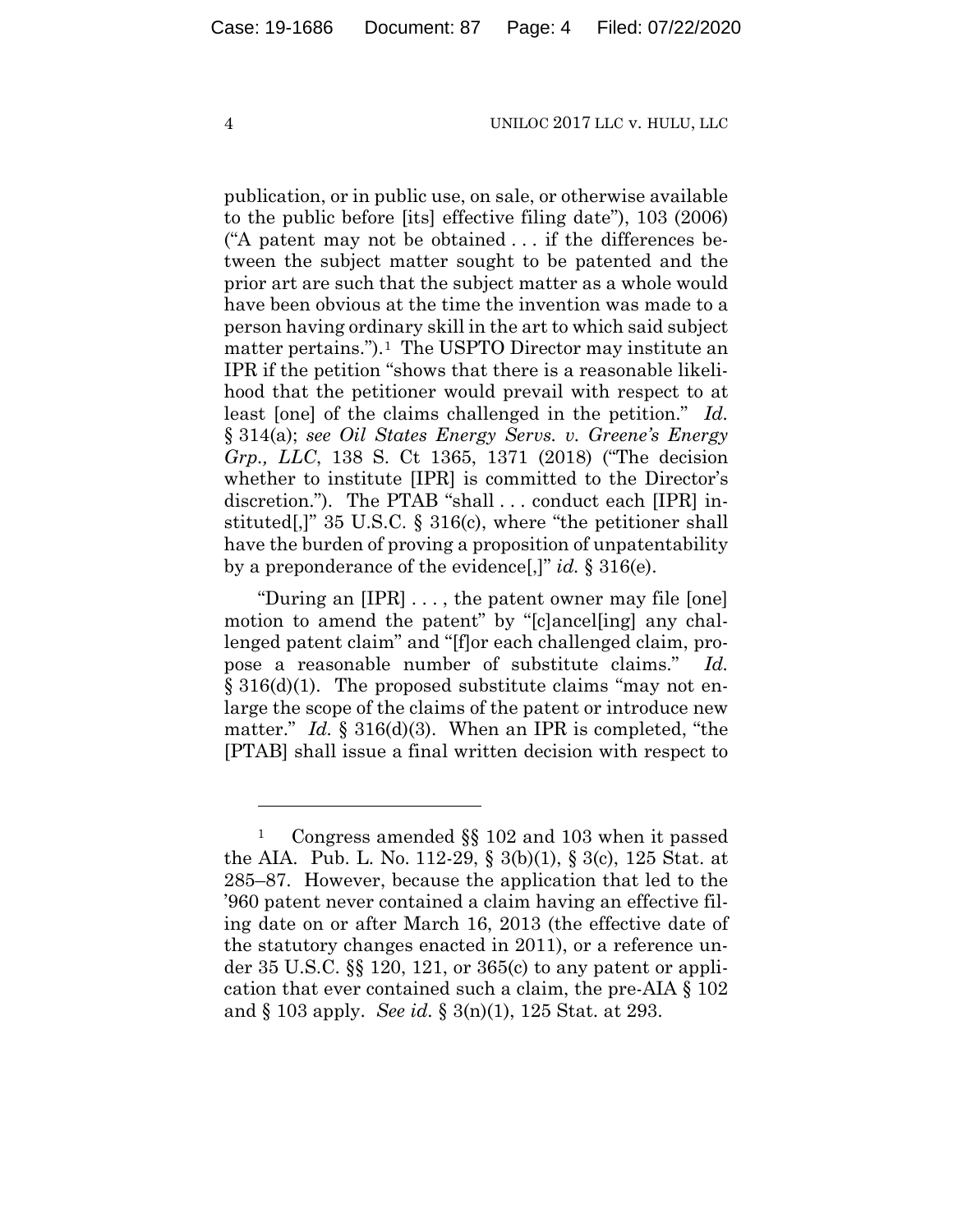publication, or in public use, on sale, or otherwise available to the public before [its] effective filing date"), 103 (2006) ("A patent may not be obtained . . . if the differences between the subject matter sought to be patented and the prior art are such that the subject matter as a whole would have been obvious at the time the invention was made to a person having ordinary skill in the art to which said subject matter pertains.").[1] The USPTO Director may institute an IPR if the petition "shows that there is a reasonable likelihood that the petitioner would prevail with respect to at least [one] of the claims challenged in the petition." *Id.* § 314(a); *see Oil States Energy Servs. v. Greene's Energy Grp., LLC*, 138 S. Ct 1365, 1371 (2018) ("The decision whether to institute [IPR] is committed to the Director's discretion."). The PTAB "shall . . . conduct each [IPR] instituted[,]" 35 U.S.C. § 316(c), where "the petitioner shall have the burden of proving a proposition of unpatentability by a preponderance of the evidence[,]" *id.* § 316(e).

"During an [IPR] . . . , the patent owner may file [one] motion to amend the patent" by "[c]ancel[ing] any challenged patent claim" and "[f]or each challenged claim, propose a reasonable number of substitute claims." *Id.* § 316(d)(1). The proposed substitute claims "may not enlarge the scope of the claims of the patent or introduce new matter." *Id.* § 316(d)(3). When an IPR is completed, "the [PTAB] shall issue a final written decision with respect to

---

[1] Congress amended §§ 102 and 103 when it passed the AIA. Pub. L. No. 112-29, § 3(b)(1), § 3(c), 125 Stat. at 285–87. However, because the application that led to the '960 patent never contained a claim having an effective filing date on or after March 16, 2013 (the effective date of the statutory changes enacted in 2011), or a reference under 35 U.S.C. §§ 120, 121, or 365(c) to any patent or application that ever contained such a claim, the pre-AIA § 102 and § 103 apply. *See id.* § 3(n)(1), 125 Stat. at 293.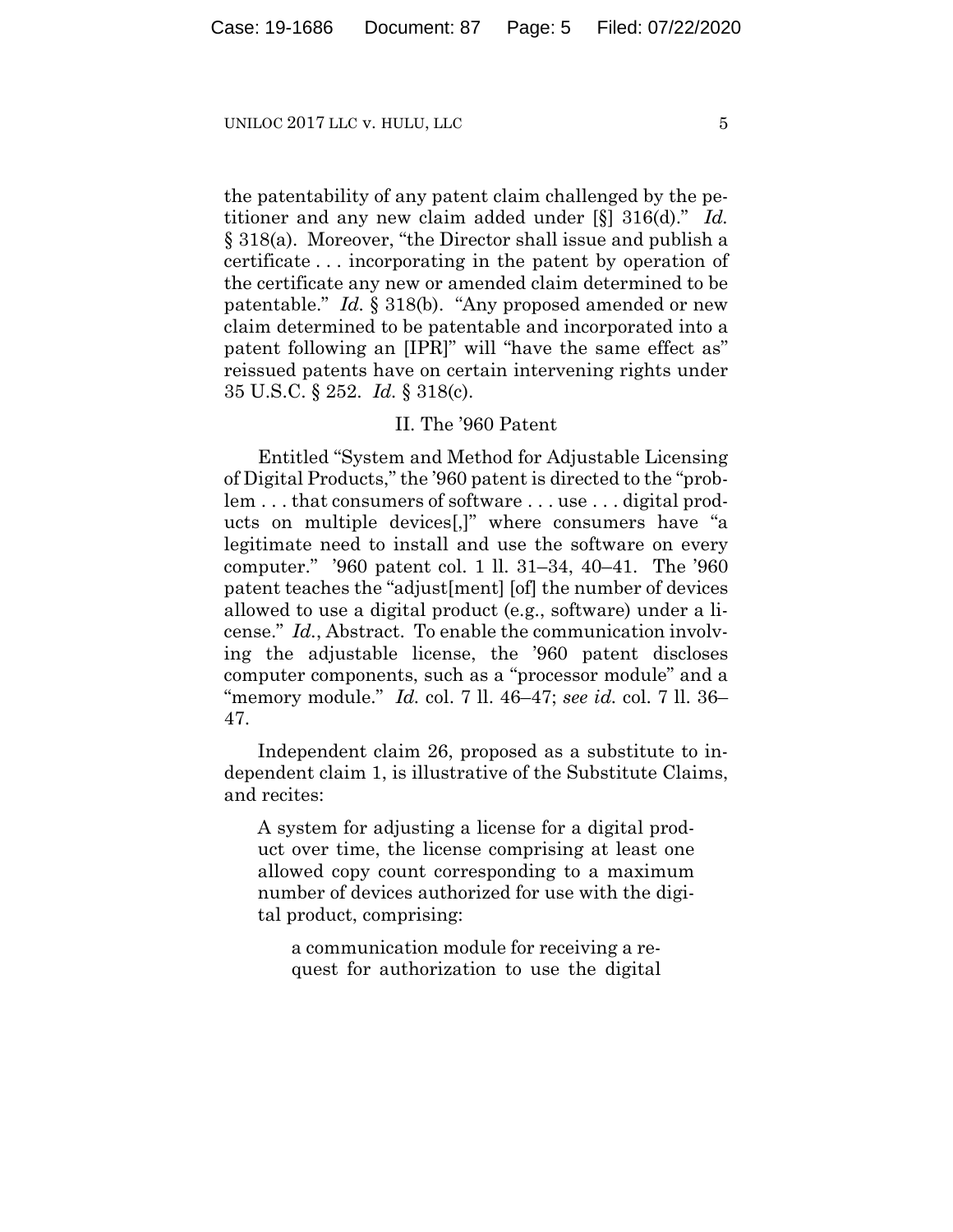the patentability of any patent claim challenged by the petitioner and any new claim added under [§] 316(d)." *Id.* § 318(a). Moreover, "the Director shall issue and publish a certificate . . . incorporating in the patent by operation of the certificate any new or amended claim determined to be patentable." *Id.* § 318(b). "Any proposed amended or new claim determined to be patentable and incorporated into a patent following an [IPR]" will "have the same effect as" reissued patents have on certain intervening rights under 35 U.S.C. § 252. *Id.* § 318(c).

## II. The '960 Patent

Entitled "System and Method for Adjustable Licensing of Digital Products," the '960 patent is directed to the "problem . . . that consumers of software . . . use . . . digital products on multiple devices[,]" where consumers have "a legitimate need to install and use the software on every computer." '960 patent col. 1 ll. 31–34, 40–41. The '960 patent teaches the "adjust[ment] [of] the number of devices allowed to use a digital product (e.g., software) under a license." *Id.*, Abstract. To enable the communication involving the adjustable license, the '960 patent discloses computer components, such as a "processor module" and a "memory module." *Id.* col. 7 ll. 46–47; *see id.* col. 7 ll. 36–47.

Independent claim 26, proposed as a substitute to independent claim 1, is illustrative of the Substitute Claims, and recites:

> A system for adjusting a license for a digital product over time, the license comprising at least one allowed copy count corresponding to a maximum number of devices authorized for use with the digital product, comprising:
>
> > a communication module for receiving a request for authorization to use the digital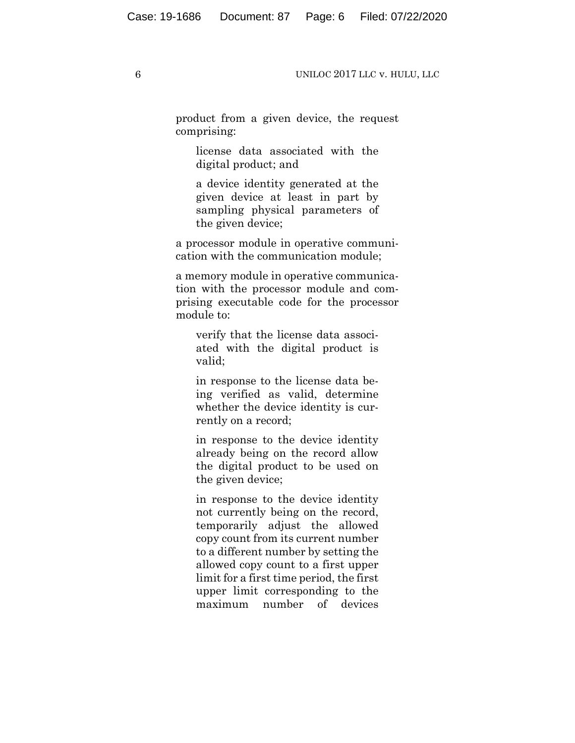product from a given device, the request comprising:

> license data associated with the digital product; and
>
> a device identity generated at the given device at least in part by sampling physical parameters of the given device;

a processor module in operative communication with the communication module;

a memory module in operative communication with the processor module and comprising executable code for the processor module to:

> verify that the license data associated with the digital product is valid;
>
> in response to the license data being verified as valid, determine whether the device identity is currently on a record;
>
> in response to the device identity already being on the record allow the digital product to be used on the given device;
>
> in response to the device identity not currently being on the record, temporarily adjust the allowed copy count from its current number to a different number by setting the allowed copy count to a first upper limit for a first time period, the first upper limit corresponding to the maximum number of devices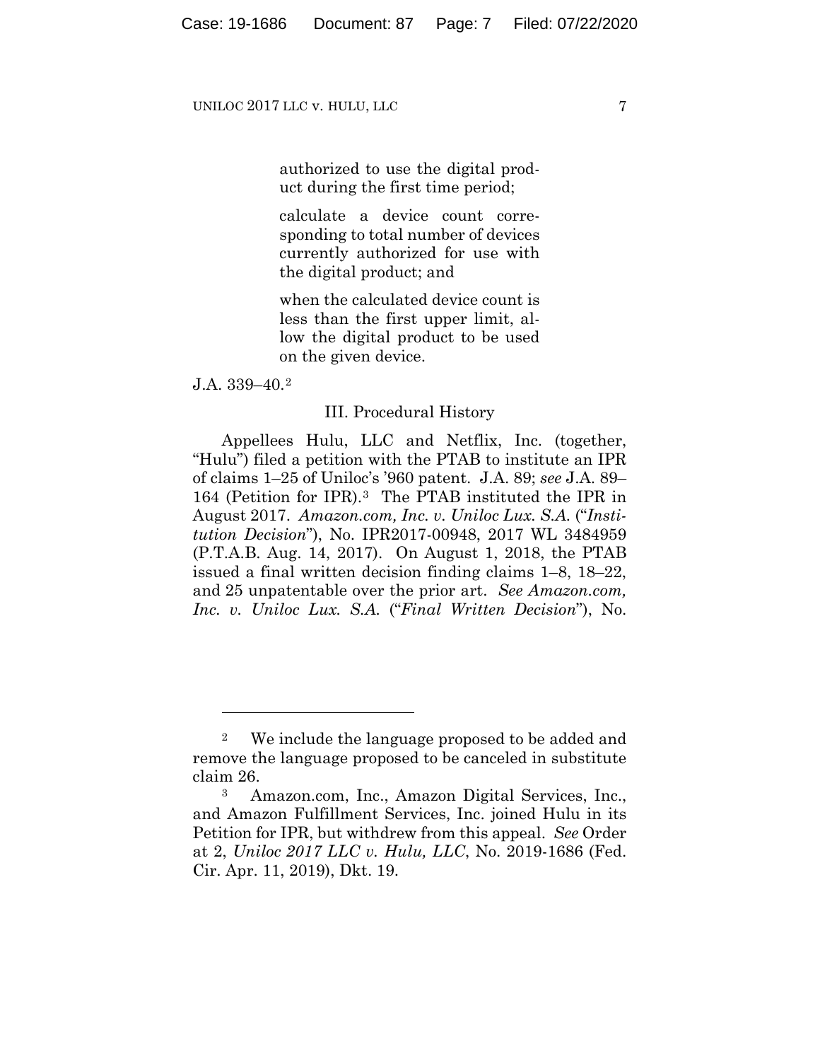> authorized to use the digital product during the first time period;
>
> calculate a device count corresponding to total number of devices currently authorized for use with the digital product; and
>
> when the calculated device count is less than the first upper limit, allow the digital product to be used on the given device.

J.A. 339–40.[2]

### III. Procedural History

Appellees Hulu, LLC and Netflix, Inc. (together, "Hulu") filed a petition with the PTAB to institute an IPR of claims 1–25 of Uniloc's '960 patent. J.A. 89; *see* J.A. 89–164 (Petition for IPR).[3] The PTAB instituted the IPR in August 2017. *Amazon.com, Inc. v. Uniloc Lux. S.A.* ("*Institution Decision*"), No. IPR2017-00948, 2017 WL 3484959 (P.T.A.B. Aug. 14, 2017). On August 1, 2018, the PTAB issued a final written decision finding claims 1–8, 18–22, and 25 unpatentable over the prior art. *See Amazon.com, Inc. v. Uniloc Lux. S.A.* ("*Final Written Decision*"), No.

---

[2] We include the language proposed to be added and remove the language proposed to be canceled in substitute claim 26.

[3] Amazon.com, Inc., Amazon Digital Services, Inc., and Amazon Fulfillment Services, Inc. joined Hulu in its Petition for IPR, but withdrew from this appeal. *See* Order at 2, *Uniloc 2017 LLC v. Hulu, LLC*, No. 2019-1686 (Fed. Cir. Apr. 11, 2019), Dkt. 19.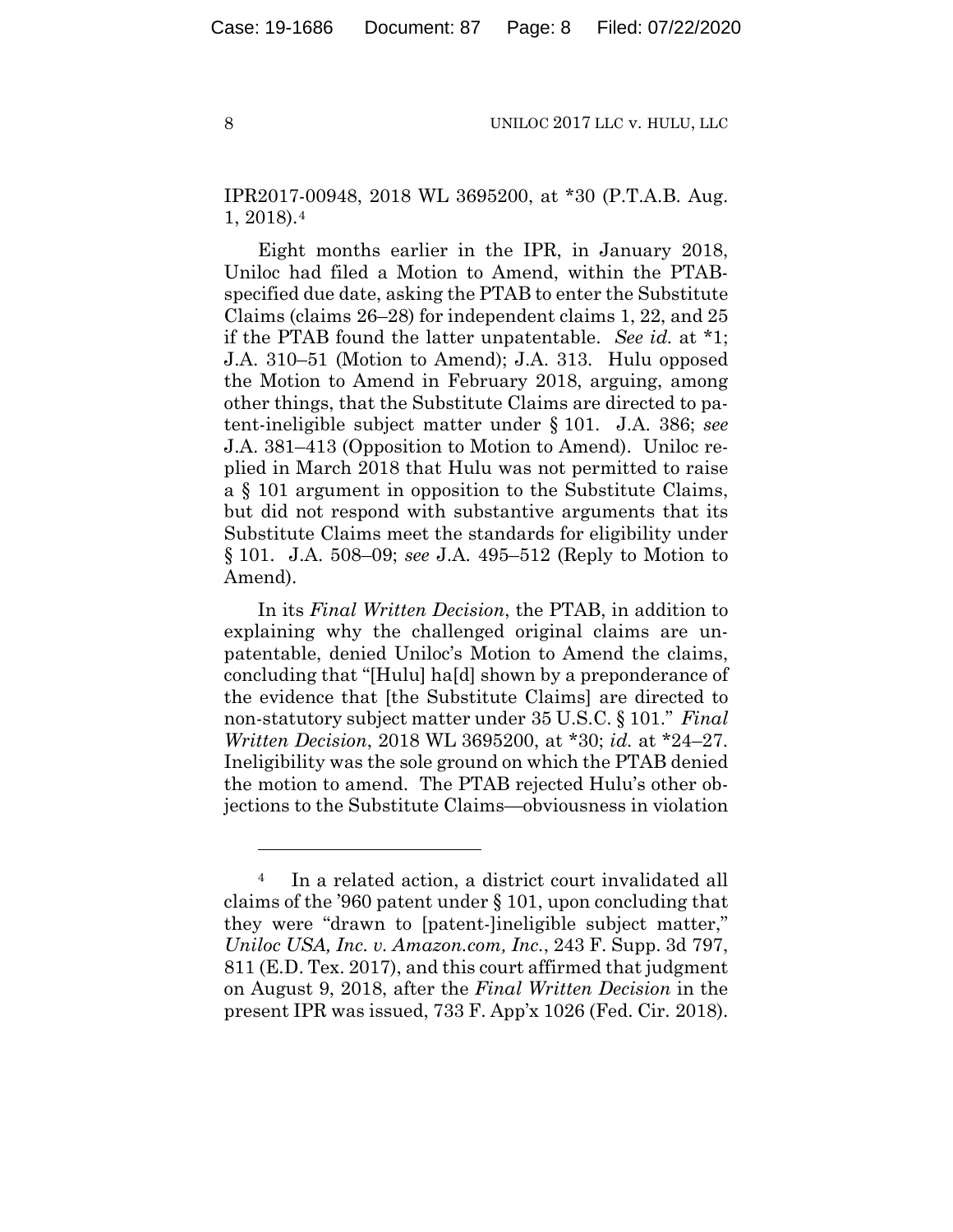IPR2017-00948, 2018 WL 3695200, at *30 (P.T.A.B. Aug. 1, 2018).[4]

Eight months earlier in the IPR, in January 2018, Uniloc had filed a Motion to Amend, within the PTAB-specified due date, asking the PTAB to enter the Substitute Claims (claims 26–28) for independent claims 1, 22, and 25 if the PTAB found the latter unpatentable. *See id.* at *1; J.A. 310–51 (Motion to Amend); J.A. 313. Hulu opposed the Motion to Amend in February 2018, arguing, among other things, that the Substitute Claims are directed to patent-ineligible subject matter under § 101. J.A. 386; *see* J.A. 381–413 (Opposition to Motion to Amend). Uniloc replied in March 2018 that Hulu was not permitted to raise a § 101 argument in opposition to the Substitute Claims, but did not respond with substantive arguments that its Substitute Claims meet the standards for eligibility under § 101. J.A. 508–09; *see* J.A. 495–512 (Reply to Motion to Amend).

In its *Final Written Decision*, the PTAB, in addition to explaining why the challenged original claims are unpatentable, denied Uniloc's Motion to Amend the claims, concluding that "[Hulu] ha[d] shown by a preponderance of the evidence that [the Substitute Claims] are directed to non-statutory subject matter under 35 U.S.C. § 101." *Final Written Decision*, 2018 WL 3695200, at *30; *id.* at *24–27. Ineligibility was the sole ground on which the PTAB denied the motion to amend. The PTAB rejected Hulu's other objections to the Substitute Claims—obviousness in violation

---

[4] In a related action, a district court invalidated all claims of the '960 patent under § 101, upon concluding that they were "drawn to [patent-]ineligible subject matter," *Uniloc USA, Inc. v. Amazon.com, Inc.*, 243 F. Supp. 3d 797, 811 (E.D. Tex. 2017), and this court affirmed that judgment on August 9, 2018, after the *Final Written Decision* in the present IPR was issued, 733 F. App'x 1026 (Fed. Cir. 2018).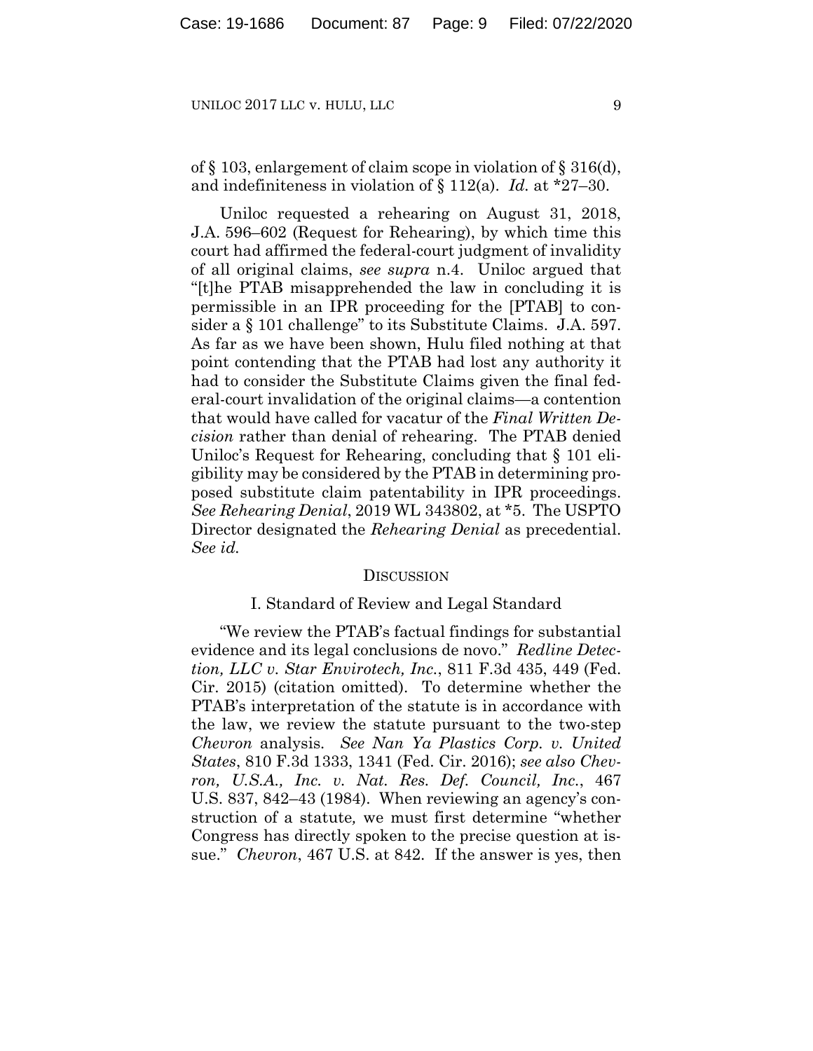of § 103, enlargement of claim scope in violation of § 316(d), and indefiniteness in violation of § 112(a). *Id.* at *27–30.

Uniloc requested a rehearing on August 31, 2018, J.A. 596–602 (Request for Rehearing), by which time this court had affirmed the federal-court judgment of invalidity of all original claims, *see supra* n.4. Uniloc argued that "[t]he PTAB misapprehended the law in concluding it is permissible in an IPR proceeding for the [PTAB] to consider a § 101 challenge" to its Substitute Claims. J.A. 597. As far as we have been shown, Hulu filed nothing at that point contending that the PTAB had lost any authority it had to consider the Substitute Claims given the final federal-court invalidation of the original claims—a contention that would have called for vacatur of the *Final Written Decision* rather than denial of rehearing. The PTAB denied Uniloc's Request for Rehearing, concluding that § 101 eligibility may be considered by the PTAB in determining proposed substitute claim patentability in IPR proceedings. *See Rehearing Denial*, 2019 WL 343802, at *5. The USPTO Director designated the *Rehearing Denial* as precedential. *See id.*

## DISCUSSION

### I. Standard of Review and Legal Standard

"We review the PTAB's factual findings for substantial evidence and its legal conclusions de novo." *Redline Detection, LLC v. Star Envirotech, Inc.*, 811 F.3d 435, 449 (Fed. Cir. 2015) (citation omitted). To determine whether the PTAB's interpretation of the statute is in accordance with the law, we review the statute pursuant to the two-step *Chevron* analysis. *See Nan Ya Plastics Corp. v. United States*, 810 F.3d 1333, 1341 (Fed. Cir. 2016); *see also Chevron, U.S.A., Inc. v. Nat. Res. Def. Council, Inc.*, 467 U.S. 837, 842–43 (1984). When reviewing an agency's construction of a statute, we must first determine "whether Congress has directly spoken to the precise question at issue." *Chevron*, 467 U.S. at 842. If the answer is yes, then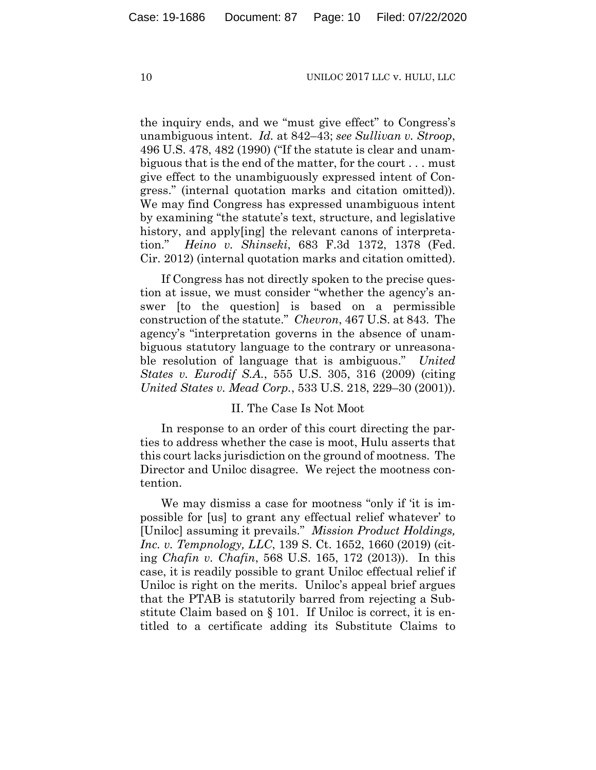the inquiry ends, and we "must give effect" to Congress's unambiguous intent. *Id.* at 842–43; *see Sullivan v. Stroop*, 496 U.S. 478, 482 (1990) ("If the statute is clear and unambiguous that is the end of the matter, for the court . . . must give effect to the unambiguously expressed intent of Congress." (internal quotation marks and citation omitted)). We may find Congress has expressed unambiguous intent by examining "the statute's text, structure, and legislative history, and apply[ing] the relevant canons of interpretation." *Heino v. Shinseki*, 683 F.3d 1372, 1378 (Fed. Cir. 2012) (internal quotation marks and citation omitted).

If Congress has not directly spoken to the precise question at issue, we must consider "whether the agency's answer [to the question] is based on a permissible construction of the statute." *Chevron*, 467 U.S. at 843. The agency's "interpretation governs in the absence of unambiguous statutory language to the contrary or unreasonable resolution of language that is ambiguous." *United States v. Eurodif S.A.*, 555 U.S. 305, 316 (2009) (citing *United States v. Mead Corp.*, 533 U.S. 218, 229–30 (2001)).

## II. The Case Is Not Moot

In response to an order of this court directing the parties to address whether the case is moot, Hulu asserts that this court lacks jurisdiction on the ground of mootness. The Director and Uniloc disagree. We reject the mootness contention.

We may dismiss a case for mootness "only if 'it is impossible for [us] to grant any effectual relief whatever' to [Uniloc] assuming it prevails." *Mission Product Holdings, Inc. v. Tempnology, LLC*, 139 S. Ct. 1652, 1660 (2019) (citing *Chafin v. Chafin*, 568 U.S. 165, 172 (2013)). In this case, it is readily possible to grant Uniloc effectual relief if Uniloc is right on the merits. Uniloc's appeal brief argues that the PTAB is statutorily barred from rejecting a Substitute Claim based on § 101. If Uniloc is correct, it is entitled to a certificate adding its Substitute Claims to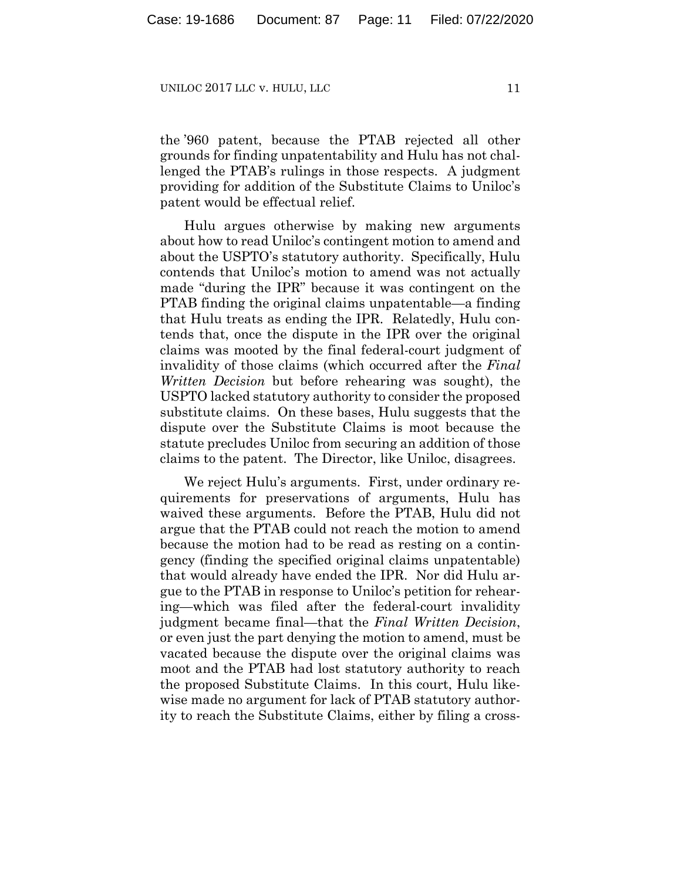the '960 patent, because the PTAB rejected all other grounds for finding unpatentability and Hulu has not challenged the PTAB's rulings in those respects. A judgment providing for addition of the Substitute Claims to Uniloc's patent would be effectual relief.

Hulu argues otherwise by making new arguments about how to read Uniloc's contingent motion to amend and about the USPTO's statutory authority. Specifically, Hulu contends that Uniloc's motion to amend was not actually made "during the IPR" because it was contingent on the PTAB finding the original claims unpatentable—a finding that Hulu treats as ending the IPR. Relatedly, Hulu contends that, once the dispute in the IPR over the original claims was mooted by the final federal-court judgment of invalidity of those claims (which occurred after the *Final Written Decision* but before rehearing was sought), the USPTO lacked statutory authority to consider the proposed substitute claims. On these bases, Hulu suggests that the dispute over the Substitute Claims is moot because the statute precludes Uniloc from securing an addition of those claims to the patent. The Director, like Uniloc, disagrees.

We reject Hulu's arguments. First, under ordinary requirements for preservations of arguments, Hulu has waived these arguments. Before the PTAB, Hulu did not argue that the PTAB could not reach the motion to amend because the motion had to be read as resting on a contingency (finding the specified original claims unpatentable) that would already have ended the IPR. Nor did Hulu argue to the PTAB in response to Uniloc's petition for rehearing—which was filed after the federal-court invalidity judgment became final—that the *Final Written Decision*, or even just the part denying the motion to amend, must be vacated because the dispute over the original claims was moot and the PTAB had lost statutory authority to reach the proposed Substitute Claims. In this court, Hulu likewise made no argument for lack of PTAB statutory authority to reach the Substitute Claims, either by filing a cross-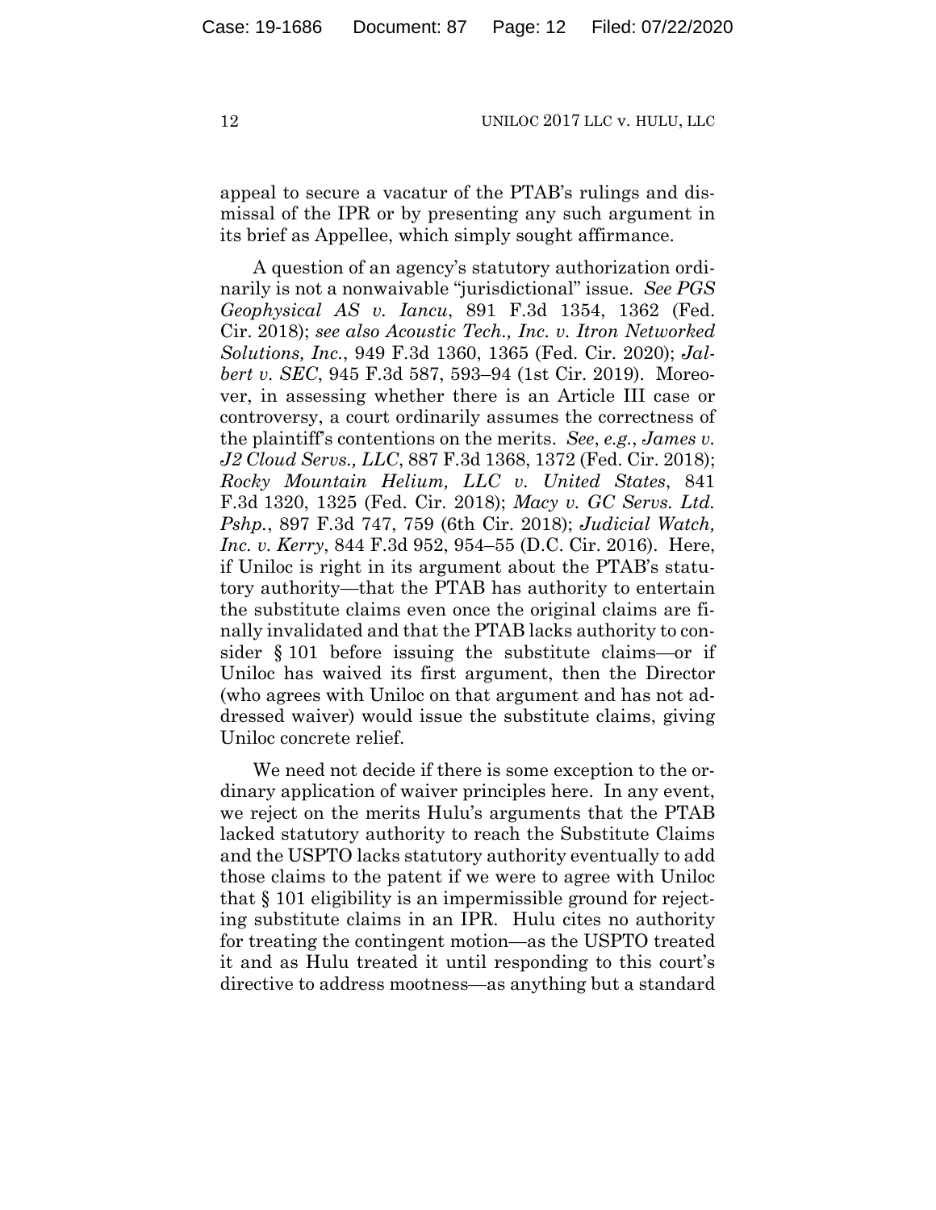appeal to secure a vacatur of the PTAB's rulings and dismissal of the IPR or by presenting any such argument in its brief as Appellee, which simply sought affirmance.

A question of an agency's statutory authorization ordinarily is not a nonwaivable "jurisdictional" issue. *See PGS Geophysical AS v. Iancu*, 891 F.3d 1354, 1362 (Fed. Cir. 2018); *see also Acoustic Tech., Inc. v. Itron Networked Solutions, Inc.*, 949 F.3d 1360, 1365 (Fed. Cir. 2020); *Jalbert v. SEC*, 945 F.3d 587, 593–94 (1st Cir. 2019). Moreover, in assessing whether there is an Article III case or controversy, a court ordinarily assumes the correctness of the plaintiff's contentions on the merits. *See, e.g.*, *James v. J2 Cloud Servs., LLC*, 887 F.3d 1368, 1372 (Fed. Cir. 2018); *Rocky Mountain Helium, LLC v. United States*, 841 F.3d 1320, 1325 (Fed. Cir. 2018); *Macy v. GC Servs. Ltd. Pshp.*, 897 F.3d 747, 759 (6th Cir. 2018); *Judicial Watch, Inc. v. Kerry*, 844 F.3d 952, 954–55 (D.C. Cir. 2016). Here, if Uniloc is right in its argument about the PTAB's statutory authority—that the PTAB has authority to entertain the substitute claims even once the original claims are finally invalidated and that the PTAB lacks authority to consider § 101 before issuing the substitute claims—or if Uniloc has waived its first argument, then the Director (who agrees with Uniloc on that argument and has not addressed waiver) would issue the substitute claims, giving Uniloc concrete relief.

We need not decide if there is some exception to the ordinary application of waiver principles here. In any event, we reject on the merits Hulu's arguments that the PTAB lacked statutory authority to reach the Substitute Claims and the USPTO lacks statutory authority eventually to add those claims to the patent if we were to agree with Uniloc that § 101 eligibility is an impermissible ground for rejecting substitute claims in an IPR. Hulu cites no authority for treating the contingent motion—as the USPTO treated it and as Hulu treated it until responding to this court's directive to address mootness—as anything but a standard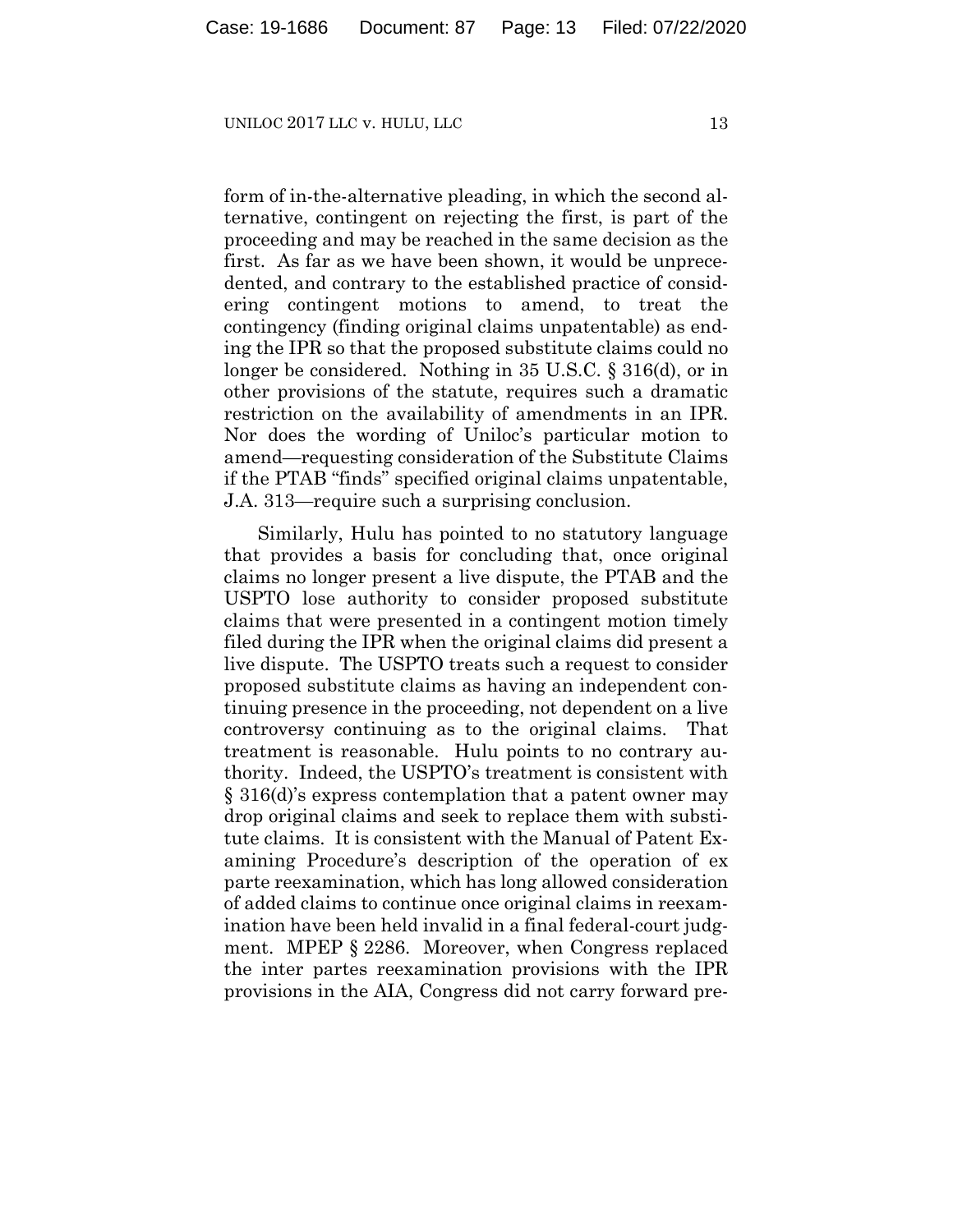form of in-the-alternative pleading, in which the second alternative, contingent on rejecting the first, is part of the proceeding and may be reached in the same decision as the first. As far as we have been shown, it would be unprecedented, and contrary to the established practice of considering contingent motions to amend, to treat the contingency (finding original claims unpatentable) as ending the IPR so that the proposed substitute claims could no longer be considered. Nothing in 35 U.S.C. § 316(d), or in other provisions of the statute, requires such a dramatic restriction on the availability of amendments in an IPR. Nor does the wording of Uniloc's particular motion to amend—requesting consideration of the Substitute Claims if the PTAB "finds" specified original claims unpatentable, J.A. 313—require such a surprising conclusion.

Similarly, Hulu has pointed to no statutory language that provides a basis for concluding that, once original claims no longer present a live dispute, the PTAB and the USPTO lose authority to consider proposed substitute claims that were presented in a contingent motion timely filed during the IPR when the original claims did present a live dispute. The USPTO treats such a request to consider proposed substitute claims as having an independent continuing presence in the proceeding, not dependent on a live controversy continuing as to the original claims. That treatment is reasonable. Hulu points to no contrary authority. Indeed, the USPTO's treatment is consistent with § 316(d)'s express contemplation that a patent owner may drop original claims and seek to replace them with substitute claims. It is consistent with the Manual of Patent Examining Procedure's description of the operation of ex parte reexamination, which has long allowed consideration of added claims to continue once original claims in reexamination have been held invalid in a final federal-court judgment. MPEP § 2286. Moreover, when Congress replaced the inter partes reexamination provisions with the IPR provisions in the AIA, Congress did not carry forward pre-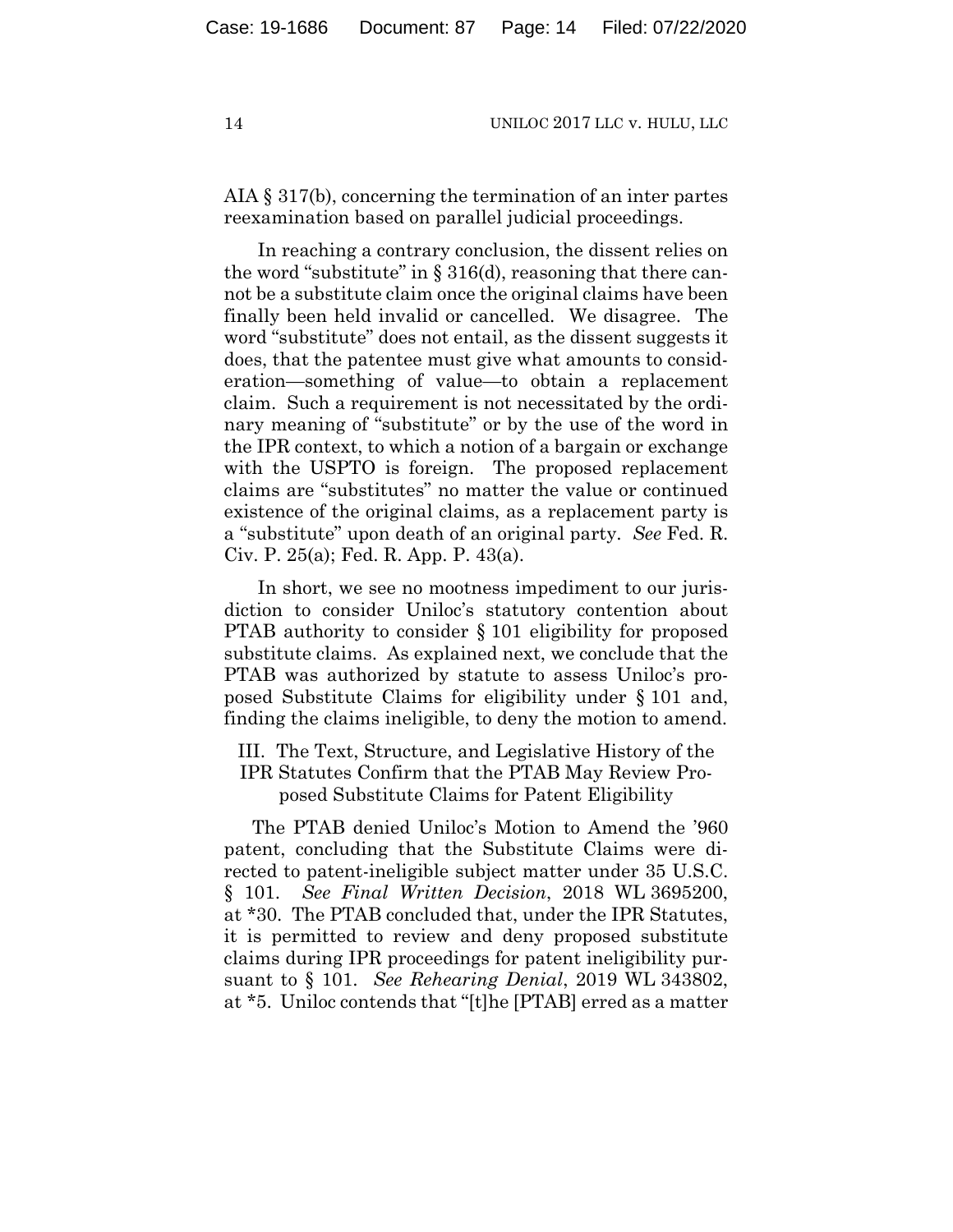AIA § 317(b), concerning the termination of an inter partes reexamination based on parallel judicial proceedings.

In reaching a contrary conclusion, the dissent relies on the word "substitute" in § 316(d), reasoning that there cannot be a substitute claim once the original claims have been finally been held invalid or cancelled. We disagree. The word "substitute" does not entail, as the dissent suggests it does, that the patentee must give what amounts to consideration—something of value—to obtain a replacement claim. Such a requirement is not necessitated by the ordinary meaning of "substitute" or by the use of the word in the IPR context, to which a notion of a bargain or exchange with the USPTO is foreign. The proposed replacement claims are "substitutes" no matter the value or continued existence of the original claims, as a replacement party is a "substitute" upon death of an original party. *See* Fed. R. Civ. P. 25(a); Fed. R. App. P. 43(a).

In short, we see no mootness impediment to our jurisdiction to consider Uniloc's statutory contention about PTAB authority to consider § 101 eligibility for proposed substitute claims. As explained next, we conclude that the PTAB was authorized by statute to assess Uniloc's proposed Substitute Claims for eligibility under § 101 and, finding the claims ineligible, to deny the motion to amend.

## III. The Text, Structure, and Legislative History of the IPR Statutes Confirm that the PTAB May Review Proposed Substitute Claims for Patent Eligibility

The PTAB denied Uniloc's Motion to Amend the '960 patent, concluding that the Substitute Claims were directed to patent-ineligible subject matter under 35 U.S.C. § 101. *See Final Written Decision*, 2018 WL 3695200, at *30. The PTAB concluded that, under the IPR Statutes, it is permitted to review and deny proposed substitute claims during IPR proceedings for patent ineligibility pursuant to § 101. *See Rehearing Denial*, 2019 WL 343802, at *5. Uniloc contends that "[t]he [PTAB] erred as a matter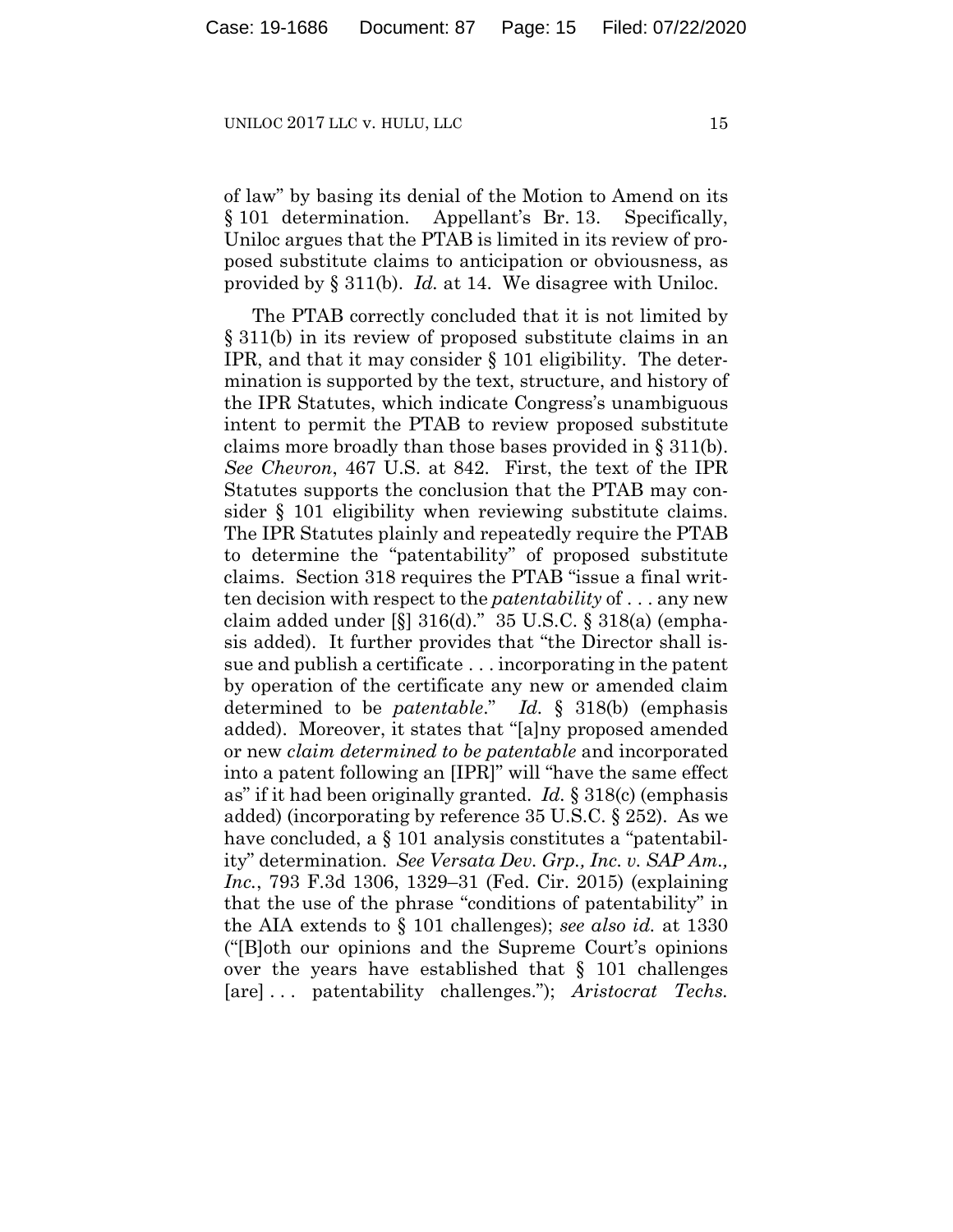of law" by basing its denial of the Motion to Amend on its § 101 determination. Appellant's Br. 13. Specifically, Uniloc argues that the PTAB is limited in its review of proposed substitute claims to anticipation or obviousness, as provided by § 311(b). *Id.* at 14. We disagree with Uniloc.

The PTAB correctly concluded that it is not limited by § 311(b) in its review of proposed substitute claims in an IPR, and that it may consider § 101 eligibility. The determination is supported by the text, structure, and history of the IPR Statutes, which indicate Congress's unambiguous intent to permit the PTAB to review proposed substitute claims more broadly than those bases provided in § 311(b). *See Chevron*, 467 U.S. at 842. First, the text of the IPR Statutes supports the conclusion that the PTAB may consider § 101 eligibility when reviewing substitute claims. The IPR Statutes plainly and repeatedly require the PTAB to determine the "patentability" of proposed substitute claims. Section 318 requires the PTAB "issue a final written decision with respect to the *patentability* of . . . any new claim added under [§] 316(d)." 35 U.S.C. § 318(a) (emphasis added). It further provides that "the Director shall issue and publish a certificate . . . incorporating in the patent by operation of the certificate any new or amended claim determined to be *patentable*." *Id.* § 318(b) (emphasis added). Moreover, it states that "[a]ny proposed amended or new *claim determined to be patentable* and incorporated into a patent following an [IPR]" will "have the same effect as" if it had been originally granted. *Id.* § 318(c) (emphasis added) (incorporating by reference 35 U.S.C. § 252). As we have concluded, a § 101 analysis constitutes a "patentability" determination. *See Versata Dev. Grp., Inc. v. SAP Am., Inc.*, 793 F.3d 1306, 1329–31 (Fed. Cir. 2015) (explaining that the use of the phrase "conditions of patentability" in the AIA extends to § 101 challenges); *see also id.* at 1330 ("[B]oth our opinions and the Supreme Court's opinions over the years have established that § 101 challenges [are] . . . patentability challenges."); *Aristocrat Techs.*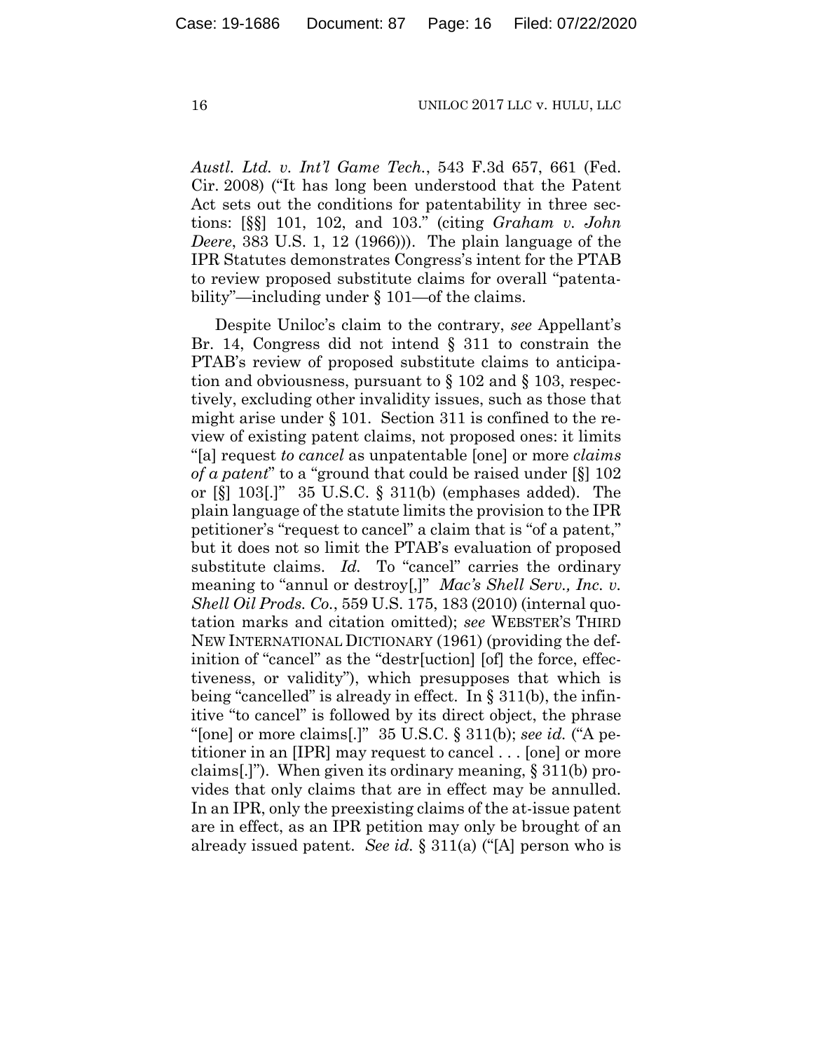*Austl. Ltd. v. Int'l Game Tech.*, 543 F.3d 657, 661 (Fed. Cir. 2008) ("It has long been understood that the Patent Act sets out the conditions for patentability in three sections: [§§] 101, 102, and 103." (citing *Graham v. John Deere*, 383 U.S. 1, 12 (1966))). The plain language of the IPR Statutes demonstrates Congress's intent for the PTAB to review proposed substitute claims for overall "patentability"—including under § 101—of the claims.

Despite Uniloc's claim to the contrary, *see* Appellant's Br. 14, Congress did not intend § 311 to constrain the PTAB's review of proposed substitute claims to anticipation and obviousness, pursuant to § 102 and § 103, respectively, excluding other invalidity issues, such as those that might arise under § 101. Section 311 is confined to the review of existing patent claims, not proposed ones: it limits "[a] request *to cancel* as unpatentable [one] or more *claims of a patent*" to a "ground that could be raised under [§] 102 or [§] 103[.]" 35 U.S.C. § 311(b) (emphases added). The plain language of the statute limits the provision to the IPR petitioner's "request to cancel" a claim that is "of a patent," but it does not so limit the PTAB's evaluation of proposed substitute claims. *Id.* To "cancel" carries the ordinary meaning to "annul or destroy[,]" *Mac's Shell Serv., Inc. v. Shell Oil Prods. Co.*, 559 U.S. 175, 183 (2010) (internal quotation marks and citation omitted); *see* WEBSTER'S THIRD NEW INTERNATIONAL DICTIONARY (1961) (providing the definition of "cancel" as the "destr[uction] [of] the force, effectiveness, or validity"), which presupposes that which is being "cancelled" is already in effect. In § 311(b), the infinitive "to cancel" is followed by its direct object, the phrase "[one] or more claims[.]" 35 U.S.C. § 311(b); *see id.* ("A petitioner in an [IPR] may request to cancel . . . [one] or more claims[.]"). When given its ordinary meaning, § 311(b) provides that only claims that are in effect may be annulled. In an IPR, only the preexisting claims of the at-issue patent are in effect, as an IPR petition may only be brought of an already issued patent. *See id.* § 311(a) ("[A] person who is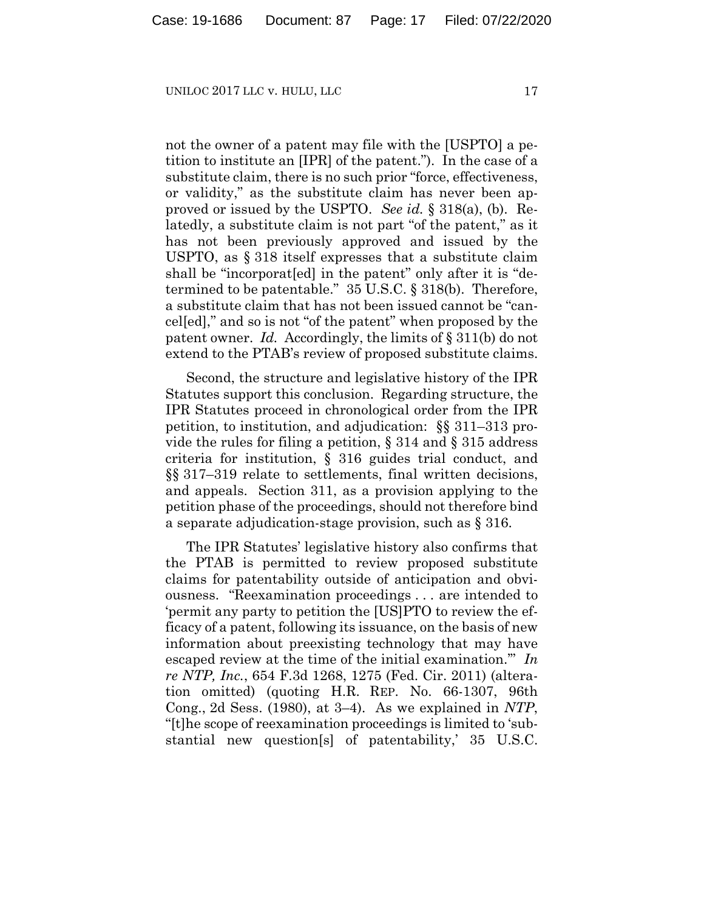not the owner of a patent may file with the [USPTO] a petition to institute an [IPR] of the patent."). In the case of a substitute claim, there is no such prior "force, effectiveness, or validity," as the substitute claim has never been approved or issued by the USPTO. *See id.* § 318(a), (b). Relatedly, a substitute claim is not part "of the patent," as it has not been previously approved and issued by the USPTO, as § 318 itself expresses that a substitute claim shall be "incorporat[ed] in the patent" only after it is "determined to be patentable." 35 U.S.C. § 318(b). Therefore, a substitute claim that has not been issued cannot be "cancel[ed]," and so is not "of the patent" when proposed by the patent owner. *Id.* Accordingly, the limits of § 311(b) do not extend to the PTAB's review of proposed substitute claims.

Second, the structure and legislative history of the IPR Statutes support this conclusion. Regarding structure, the IPR Statutes proceed in chronological order from the IPR petition, to institution, and adjudication: §§ 311–313 provide the rules for filing a petition, § 314 and § 315 address criteria for institution, § 316 guides trial conduct, and §§ 317–319 relate to settlements, final written decisions, and appeals. Section 311, as a provision applying to the petition phase of the proceedings, should not therefore bind a separate adjudication-stage provision, such as § 316.

The IPR Statutes' legislative history also confirms that the PTAB is permitted to review proposed substitute claims for patentability outside of anticipation and obviousness. "Reexamination proceedings . . . are intended to 'permit any party to petition the [US]PTO to review the efficacy of a patent, following its issuance, on the basis of new information about preexisting technology that may have escaped review at the time of the initial examination.'" *In re NTP, Inc.*, 654 F.3d 1268, 1275 (Fed. Cir. 2011) (alteration omitted) (quoting H.R. REP. No. 66-1307, 96th Cong., 2d Sess. (1980), at 3–4). As we explained in *NTP*, "[t]he scope of reexamination proceedings is limited to 'substantial new question[s] of patentability,' 35 U.S.C.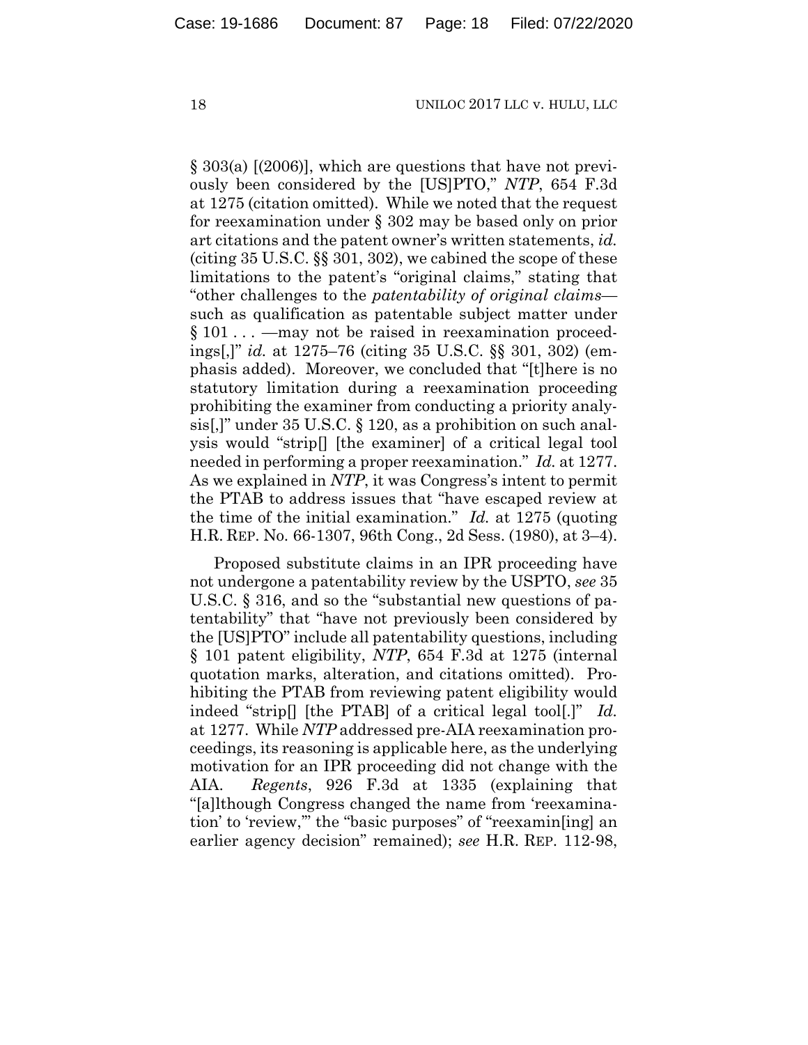§ 303(a) [(2006)], which are questions that have not previously been considered by the [US]PTO," *NTP*, 654 F.3d at 1275 (citation omitted). While we noted that the request for reexamination under § 302 may be based only on prior art citations and the patent owner's written statements, *id.* (citing 35 U.S.C. §§ 301, 302), we cabined the scope of these limitations to the patent's "original claims," stating that "other challenges to the *patentability of original claims*—such as qualification as patentable subject matter under § 101 . . . —may not be raised in reexamination proceedings[,]" *id.* at 1275–76 (citing 35 U.S.C. §§ 301, 302) (emphasis added). Moreover, we concluded that "[t]here is no statutory limitation during a reexamination proceeding prohibiting the examiner from conducting a priority analysis[,]" under 35 U.S.C. § 120, as a prohibition on such analysis would "strip[] [the examiner] of a critical legal tool needed in performing a proper reexamination." *Id.* at 1277. As we explained in *NTP*, it was Congress's intent to permit the PTAB to address issues that "have escaped review at the time of the initial examination." *Id.* at 1275 (quoting H.R. REP. No. 66-1307, 96th Cong., 2d Sess. (1980), at 3–4).

Proposed substitute claims in an IPR proceeding have not undergone a patentability review by the USPTO, *see* 35 U.S.C. § 316, and so the "substantial new questions of patentability" that "have not previously been considered by the [US]PTO" include all patentability questions, including § 101 patent eligibility, *NTP*, 654 F.3d at 1275 (internal quotation marks, alteration, and citations omitted). Prohibiting the PTAB from reviewing patent eligibility would indeed "strip[] [the PTAB] of a critical legal tool[.]" *Id.* at 1277. While *NTP* addressed pre-AIA reexamination proceedings, its reasoning is applicable here, as the underlying motivation for an IPR proceeding did not change with the AIA. *Regents*, 926 F.3d at 1335 (explaining that "[a]lthough Congress changed the name from 'reexamination' to 'review,'" the "basic purposes" of "reexamin[ing] an earlier agency decision" remained); *see* H.R. REP. 112-98,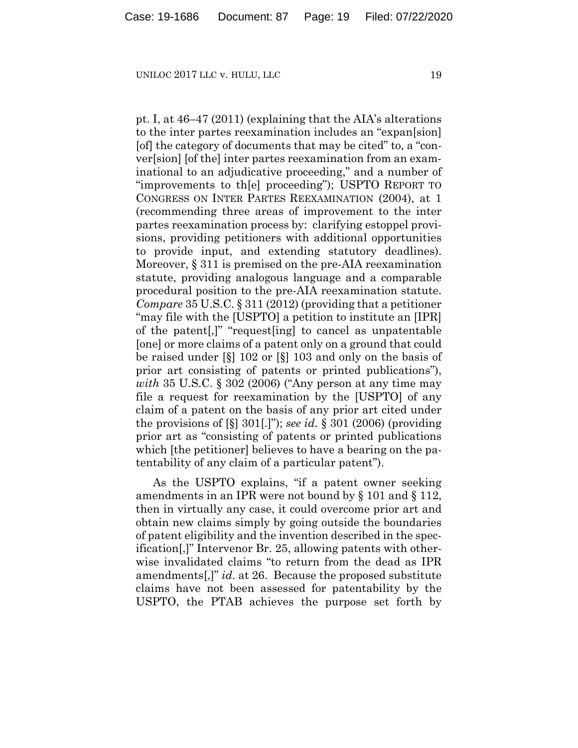pt. I, at 46–47 (2011) (explaining that the AIA's alterations to the inter partes reexamination includes an "expan[sion] [of] the category of documents that may be cited" to, a "conver[sion] [of the] inter partes reexamination from an examinational to an adjudicative proceeding," and a number of "improvements to th[e] proceeding"); USPTO REPORT TO CONGRESS ON INTER PARTES REEXAMINATION (2004), at 1 (recommending three areas of improvement to the inter partes reexamination process by: clarifying estoppel provisions, providing petitioners with additional opportunities to provide input, and extending statutory deadlines). Moreover, § 311 is premised on the pre-AIA reexamination statute, providing analogous language and a comparable procedural position to the pre-AIA reexamination statute. *Compare* 35 U.S.C. § 311 (2012) (providing that a petitioner "may file with the [USPTO] a petition to institute an [IPR] of the patent[,]" "request[ing] to cancel as unpatentable [one] or more claims of a patent only on a ground that could be raised under [§] 102 or [§] 103 and only on the basis of prior art consisting of patents or printed publications"), *with* 35 U.S.C. § 302 (2006) ("Any person at any time may file a request for reexamination by the [USPTO] of any claim of a patent on the basis of any prior art cited under the provisions of [§] 301[.]"); *see id.* § 301 (2006) (providing prior art as "consisting of patents or printed publications which [the petitioner] believes to have a bearing on the patentability of any claim of a particular patent").

As the USPTO explains, "if a patent owner seeking amendments in an IPR were not bound by § 101 and § 112, then in virtually any case, it could overcome prior art and obtain new claims simply by going outside the boundaries of patent eligibility and the invention described in the specification[,]" Intervenor Br. 25, allowing patents with otherwise invalidated claims "to return from the dead as IPR amendments[,]" *id.* at 26. Because the proposed substitute claims have not been assessed for patentability by the USPTO, the PTAB achieves the purpose set forth by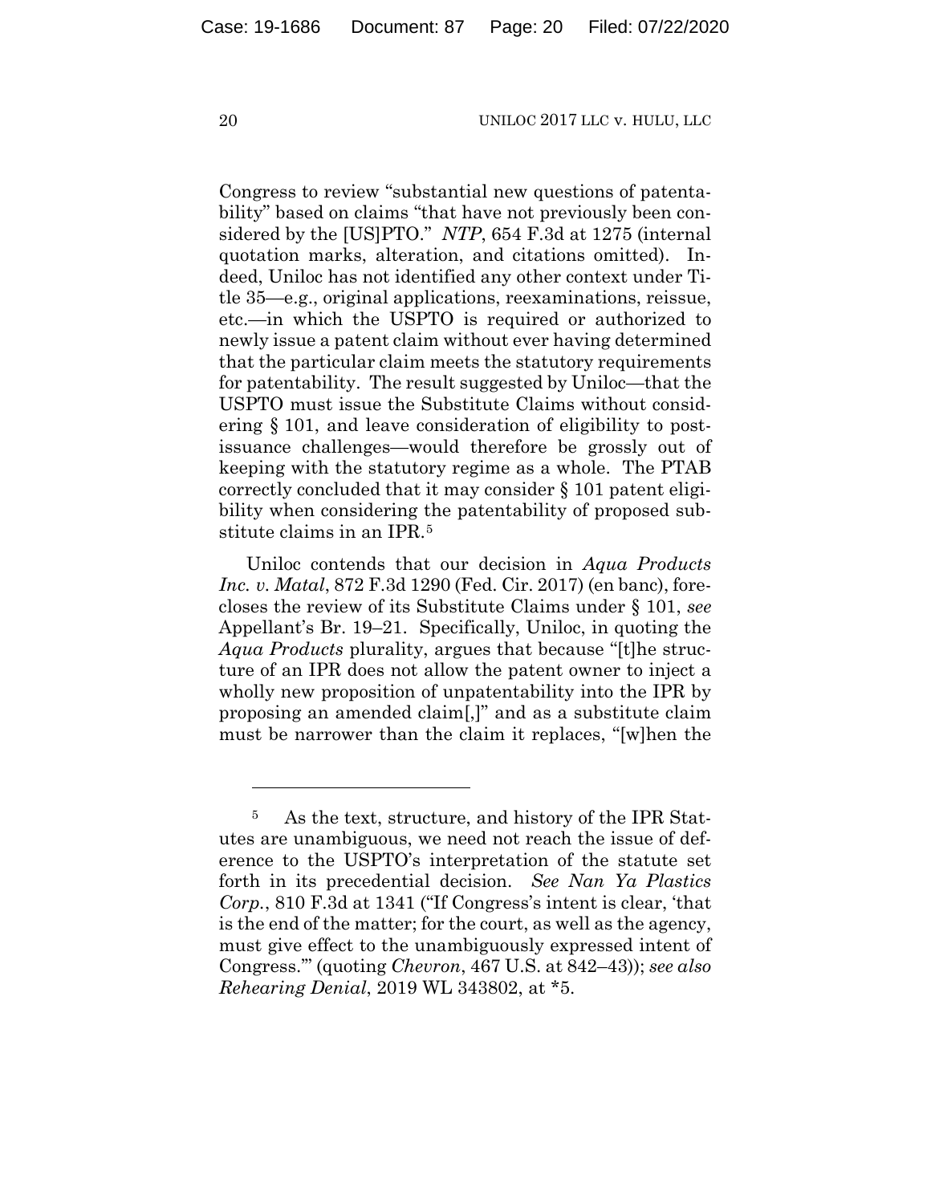Congress to review "substantial new questions of patentability" based on claims "that have not previously been considered by the [US]PTO." *NTP*, 654 F.3d at 1275 (internal quotation marks, alteration, and citations omitted). Indeed, Uniloc has not identified any other context under Title 35—e.g., original applications, reexaminations, reissue, etc.—in which the USPTO is required or authorized to newly issue a patent claim without ever having determined that the particular claim meets the statutory requirements for patentability. The result suggested by Uniloc—that the USPTO must issue the Substitute Claims without considering § 101, and leave consideration of eligibility to post-issuance challenges—would therefore be grossly out of keeping with the statutory regime as a whole. The PTAB correctly concluded that it may consider § 101 patent eligibility when considering the patentability of proposed substitute claims in an IPR.[5]

Uniloc contends that our decision in *Aqua Products Inc. v. Matal*, 872 F.3d 1290 (Fed. Cir. 2017) (en banc), forecloses the review of its Substitute Claims under § 101, *see* Appellant's Br. 19–21. Specifically, Uniloc, in quoting the *Aqua Products* plurality, argues that because "[t]he structure of an IPR does not allow the patent owner to inject a wholly new proposition of unpatentability into the IPR by proposing an amended claim[,]" and as a substitute claim must be narrower than the claim it replaces, "[w]hen the

---

[5] As the text, structure, and history of the IPR Statutes are unambiguous, we need not reach the issue of deference to the USPTO's interpretation of the statute set forth in its precedential decision. *See Nan Ya Plastics Corp.*, 810 F.3d at 1341 ("If Congress's intent is clear, 'that is the end of the matter; for the court, as well as the agency, must give effect to the unambiguously expressed intent of Congress.'" (quoting *Chevron*, 467 U.S. at 842–43)); *see also Rehearing Denial*, 2019 WL 343802, at *5.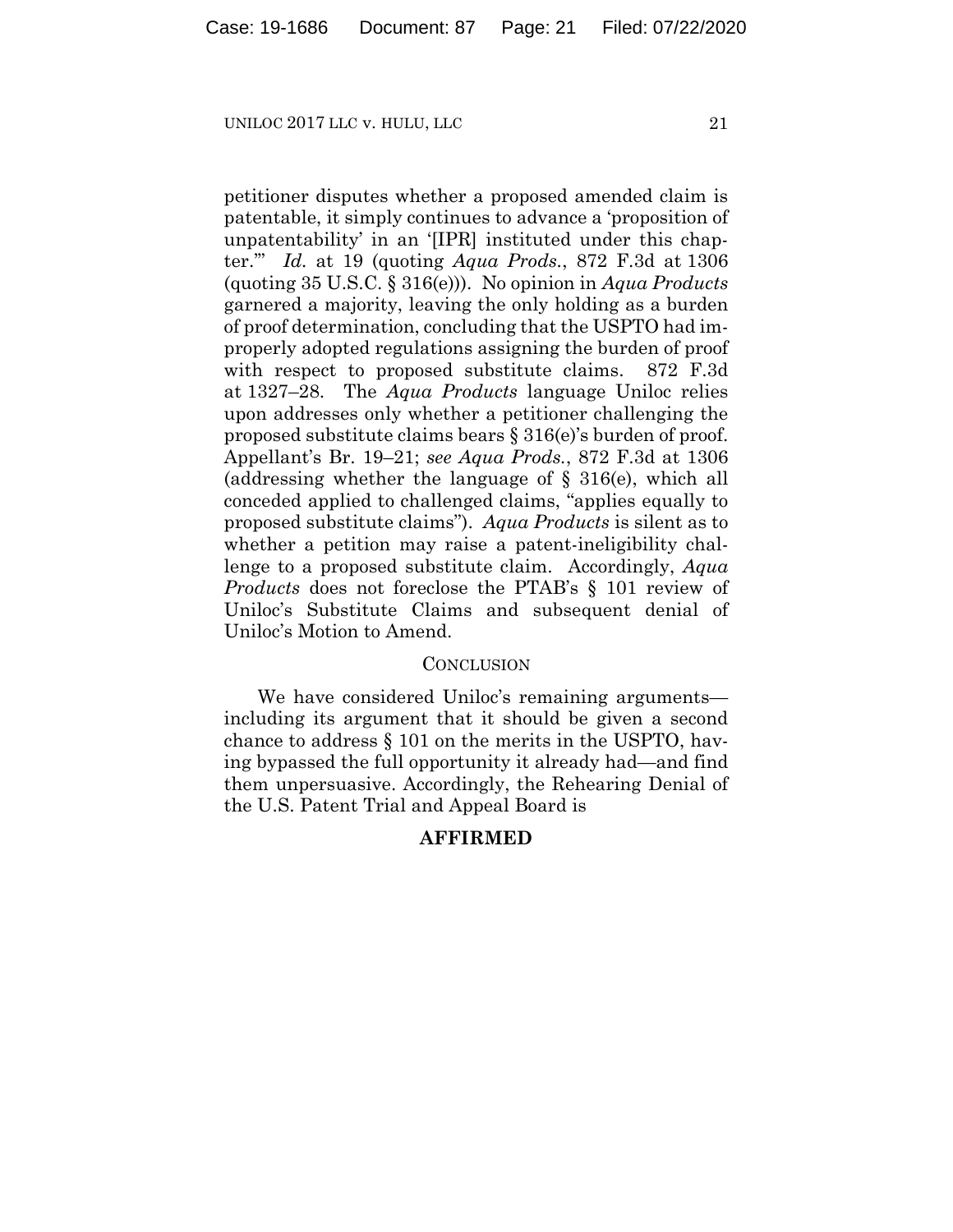petitioner disputes whether a proposed amended claim is patentable, it simply continues to advance a 'proposition of unpatentability' in an '[IPR] instituted under this chapter.'" *Id.* at 19 (quoting *Aqua Prods.*, 872 F.3d at 1306 (quoting 35 U.S.C. § 316(e))). No opinion in *Aqua Products* garnered a majority, leaving the only holding as a burden of proof determination, concluding that the USPTO had improperly adopted regulations assigning the burden of proof with respect to proposed substitute claims. 872 F.3d at 1327–28. The *Aqua Products* language Uniloc relies upon addresses only whether a petitioner challenging the proposed substitute claims bears § 316(e)'s burden of proof. Appellant's Br. 19–21; *see Aqua Prods.*, 872 F.3d at 1306 (addressing whether the language of § 316(e), which all conceded applied to challenged claims, "applies equally to proposed substitute claims"). *Aqua Products* is silent as to whether a petition may raise a patent-ineligibility challenge to a proposed substitute claim. Accordingly, *Aqua Products* does not foreclose the PTAB's § 101 review of Uniloc's Substitute Claims and subsequent denial of Uniloc's Motion to Amend.

## CONCLUSION

We have considered Uniloc's remaining arguments—including its argument that it should be given a second chance to address § 101 on the merits in the USPTO, having bypassed the full opportunity it already had—and find them unpersuasive. Accordingly, the Rehearing Denial of the U.S. Patent Trial and Appeal Board is

**AFFIRMED**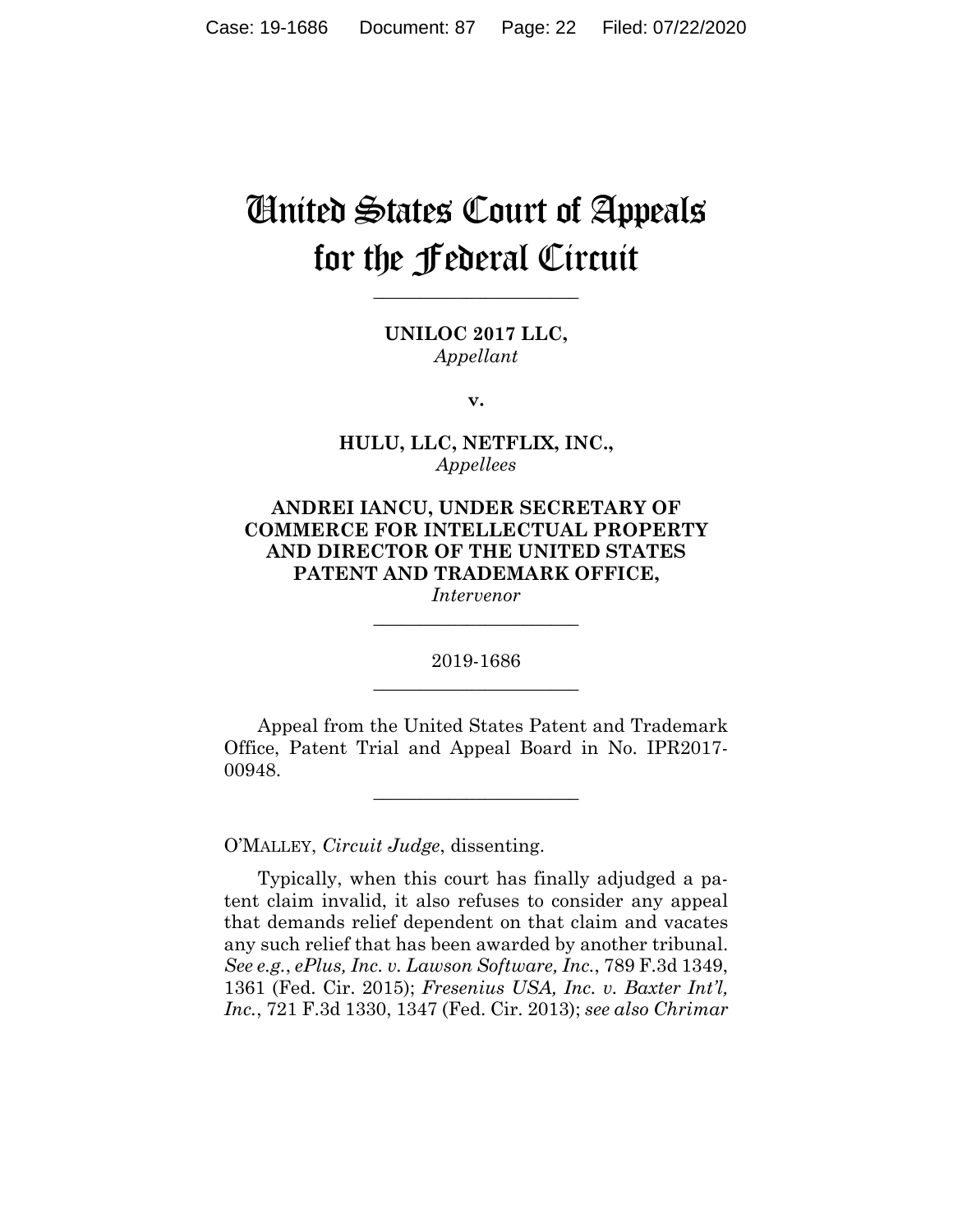# United States Court of Appeals for the Federal Circuit

______________________

**UNILOC 2017 LLC,**
*Appellant*

**v.**

**HULU, LLC, NETFLIX, INC.,**
*Appellees*

**ANDREI IANCU, UNDER SECRETARY OF COMMERCE FOR INTELLECTUAL PROPERTY AND DIRECTOR OF THE UNITED STATES PATENT AND TRADEMARK OFFICE,**
*Intervenor*

______________________

2019-1686

______________________

Appeal from the United States Patent and Trademark Office, Patent Trial and Appeal Board in No. IPR2017-00948.

______________________

O'MALLEY, *Circuit Judge*, dissenting.

Typically, when this court has finally adjudged a patent claim invalid, it also refuses to consider any appeal that demands relief dependent on that claim and vacates any such relief that has been awarded by another tribunal. *See e.g.*, *ePlus, Inc. v. Lawson Software, Inc.*, 789 F.3d 1349, 1361 (Fed. Cir. 2015); *Fresenius USA, Inc. v. Baxter Int'l, Inc.*, 721 F.3d 1330, 1347 (Fed. Cir. 2013); *see also Chrimar*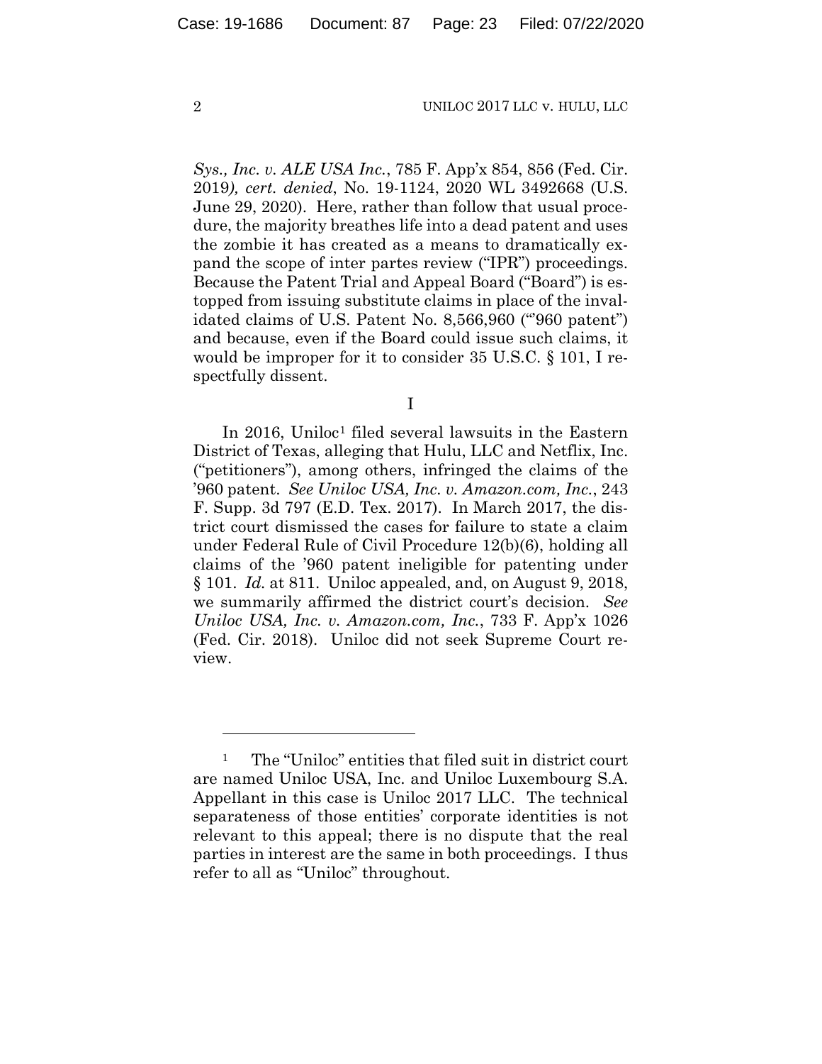*Sys., Inc. v. ALE USA Inc.*, 785 F. App'x 854, 856 (Fed. Cir. 2019*), cert. denied*, No. 19-1124, 2020 WL 3492668 (U.S. June 29, 2020). Here, rather than follow that usual procedure, the majority breathes life into a dead patent and uses the zombie it has created as a means to dramatically expand the scope of inter partes review ("IPR") proceedings. Because the Patent Trial and Appeal Board ("Board") is estopped from issuing substitute claims in place of the invalidated claims of U.S. Patent No. 8,566,960 ("'960 patent") and because, even if the Board could issue such claims, it would be improper for it to consider 35 U.S.C. § 101, I respectfully dissent.

I

In 2016, Uniloc[1] filed several lawsuits in the Eastern District of Texas, alleging that Hulu, LLC and Netflix, Inc. ("petitioners"), among others, infringed the claims of the '960 patent. *See Uniloc USA, Inc. v. Amazon.com, Inc.*, 243 F. Supp. 3d 797 (E.D. Tex. 2017). In March 2017, the district court dismissed the cases for failure to state a claim under Federal Rule of Civil Procedure 12(b)(6), holding all claims of the '960 patent ineligible for patenting under § 101. *Id.* at 811. Uniloc appealed, and, on August 9, 2018, we summarily affirmed the district court's decision. *See Uniloc USA, Inc. v. Amazon.com, Inc.*, 733 F. App'x 1026 (Fed. Cir. 2018). Uniloc did not seek Supreme Court review.

---

[1] The "Uniloc" entities that filed suit in district court are named Uniloc USA, Inc. and Uniloc Luxembourg S.A. Appellant in this case is Uniloc 2017 LLC. The technical separateness of those entities' corporate identities is not relevant to this appeal; there is no dispute that the real parties in interest are the same in both proceedings. I thus refer to all as "Uniloc" throughout.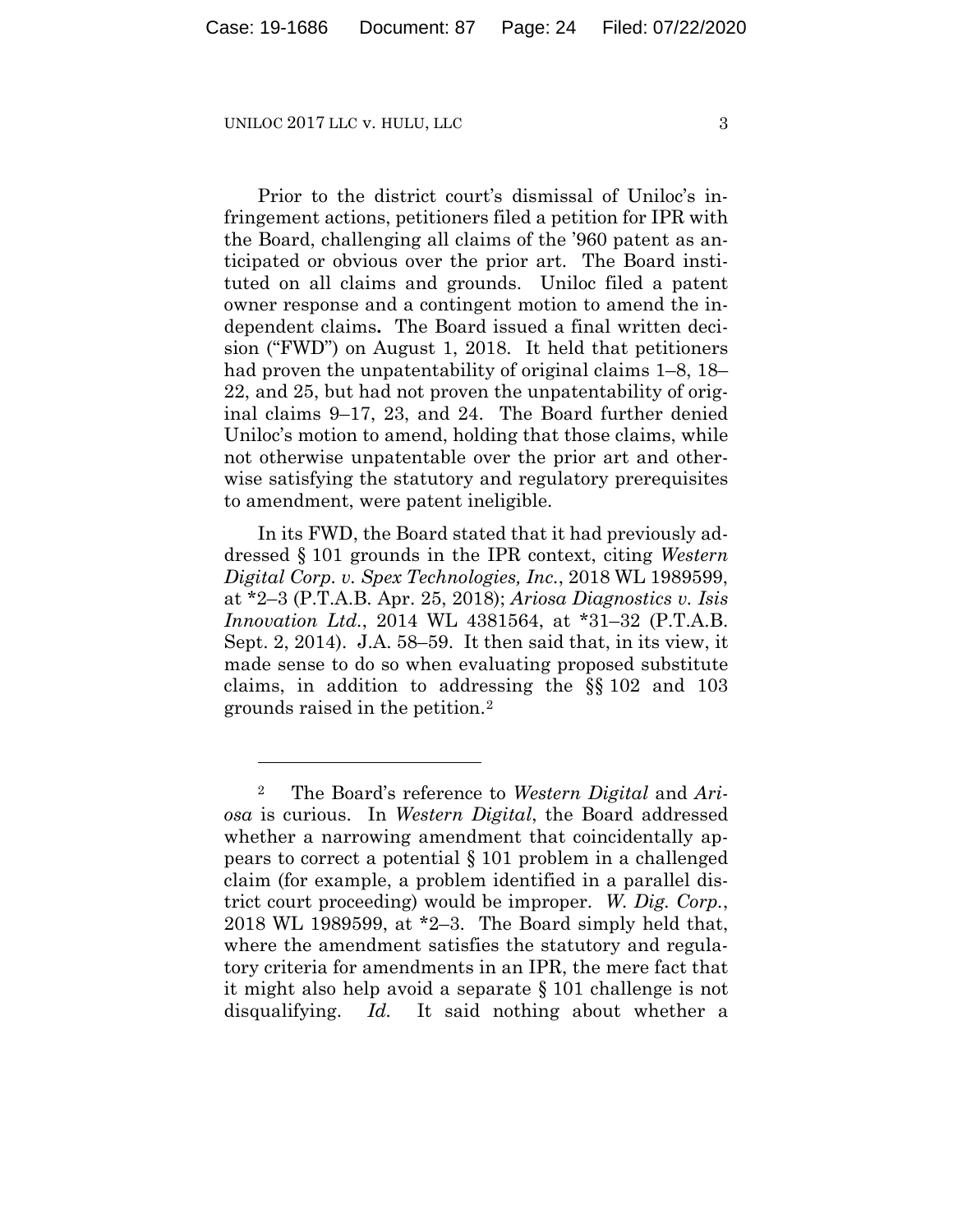Prior to the district court's dismissal of Uniloc's infringement actions, petitioners filed a petition for IPR with the Board, challenging all claims of the '960 patent as anticipated or obvious over the prior art. The Board instituted on all claims and grounds. Uniloc filed a patent owner response and a contingent motion to amend the independent claims**.** The Board issued a final written decision ("FWD") on August 1, 2018. It held that petitioners had proven the unpatentability of original claims 1–8, 18–22, and 25, but had not proven the unpatentability of original claims 9–17, 23, and 24. The Board further denied Uniloc's motion to amend, holding that those claims, while not otherwise unpatentable over the prior art and otherwise satisfying the statutory and regulatory prerequisites to amendment, were patent ineligible.

In its FWD, the Board stated that it had previously addressed § 101 grounds in the IPR context, citing *Western Digital Corp. v. Spex Technologies, Inc.*, 2018 WL 1989599, at *2–3 (P.T.A.B. Apr. 25, 2018); *Ariosa Diagnostics v. Isis Innovation Ltd.*, 2014 WL 4381564, at *31–32 (P.T.A.B. Sept. 2, 2014). J.A. 58–59. It then said that, in its view, it made sense to do so when evaluating proposed substitute claims, in addition to addressing the §§ 102 and 103 grounds raised in the petition.[2]

---

[2] The Board's reference to *Western Digital* and *Ariosa* is curious. In *Western Digital*, the Board addressed whether a narrowing amendment that coincidentally appears to correct a potential § 101 problem in a challenged claim (for example, a problem identified in a parallel district court proceeding) would be improper. *W. Dig. Corp.*, 2018 WL 1989599, at *2–3. The Board simply held that, where the amendment satisfies the statutory and regulatory criteria for amendments in an IPR, the mere fact that it might also help avoid a separate § 101 challenge is not disqualifying. *Id.* It said nothing about whether a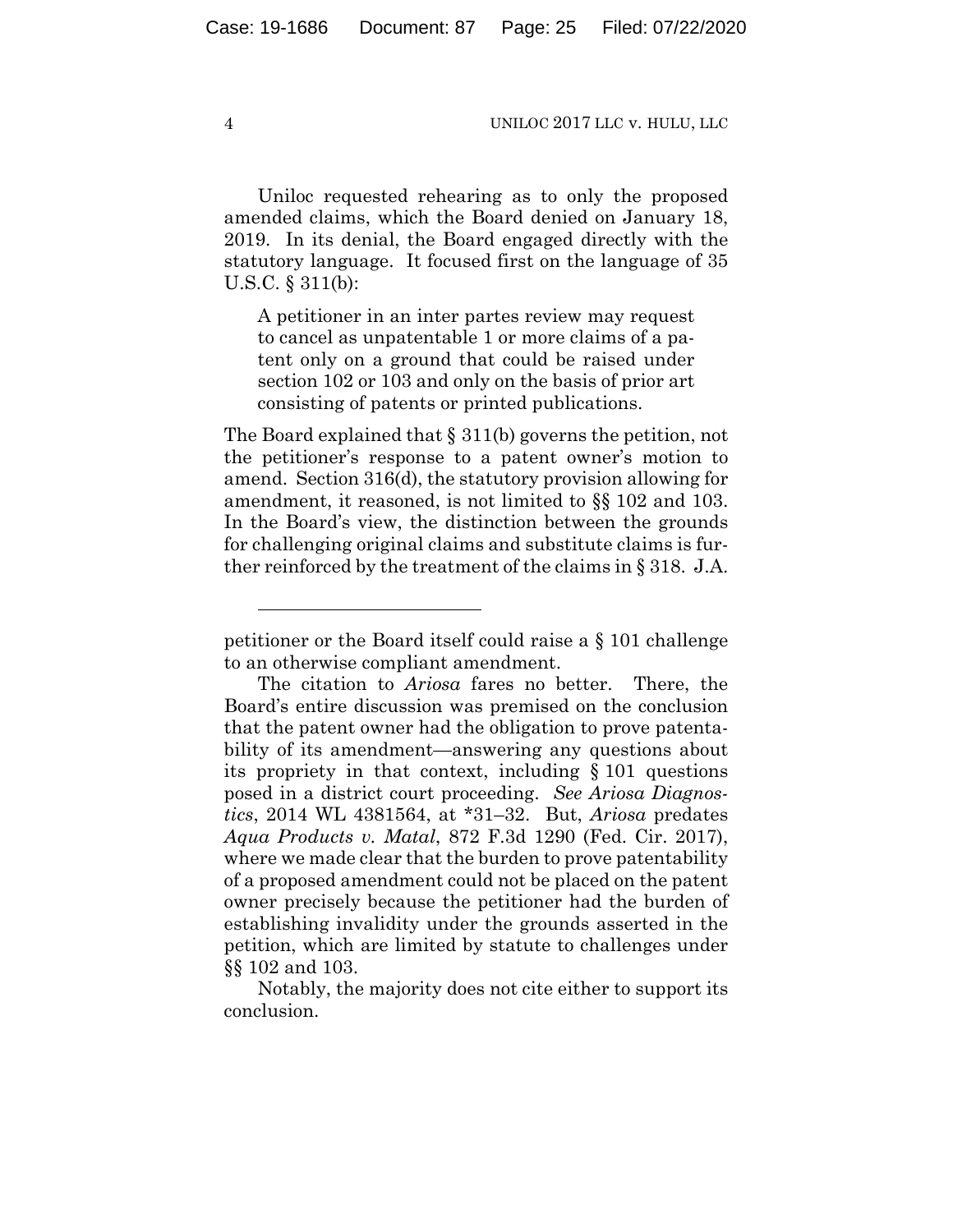Uniloc requested rehearing as to only the proposed amended claims, which the Board denied on January 18, 2019. In its denial, the Board engaged directly with the statutory language. It focused first on the language of 35 U.S.C. § 311(b):

> A petitioner in an inter partes review may request to cancel as unpatentable 1 or more claims of a patent only on a ground that could be raised under section 102 or 103 and only on the basis of prior art consisting of patents or printed publications.

The Board explained that § 311(b) governs the petition, not the petitioner's response to a patent owner's motion to amend. Section 316(d), the statutory provision allowing for amendment, it reasoned, is not limited to §§ 102 and 103. In the Board's view, the distinction between the grounds for challenging original claims and substitute claims is further reinforced by the treatment of the claims in § 318. J.A.

---

petitioner or the Board itself could raise a § 101 challenge to an otherwise compliant amendment.

The citation to *Ariosa* fares no better. There, the Board's entire discussion was premised on the conclusion that the patent owner had the obligation to prove patentability of its amendment—answering any questions about its propriety in that context, including § 101 questions posed in a district court proceeding. *See Ariosa Diagnostics*, 2014 WL 4381564, at *31–32. But, *Ariosa* predates *Aqua Products v. Matal*, 872 F.3d 1290 (Fed. Cir. 2017), where we made clear that the burden to prove patentability of a proposed amendment could not be placed on the patent owner precisely because the petitioner had the burden of establishing invalidity under the grounds asserted in the petition, which are limited by statute to challenges under §§ 102 and 103.

Notably, the majority does not cite either to support its conclusion.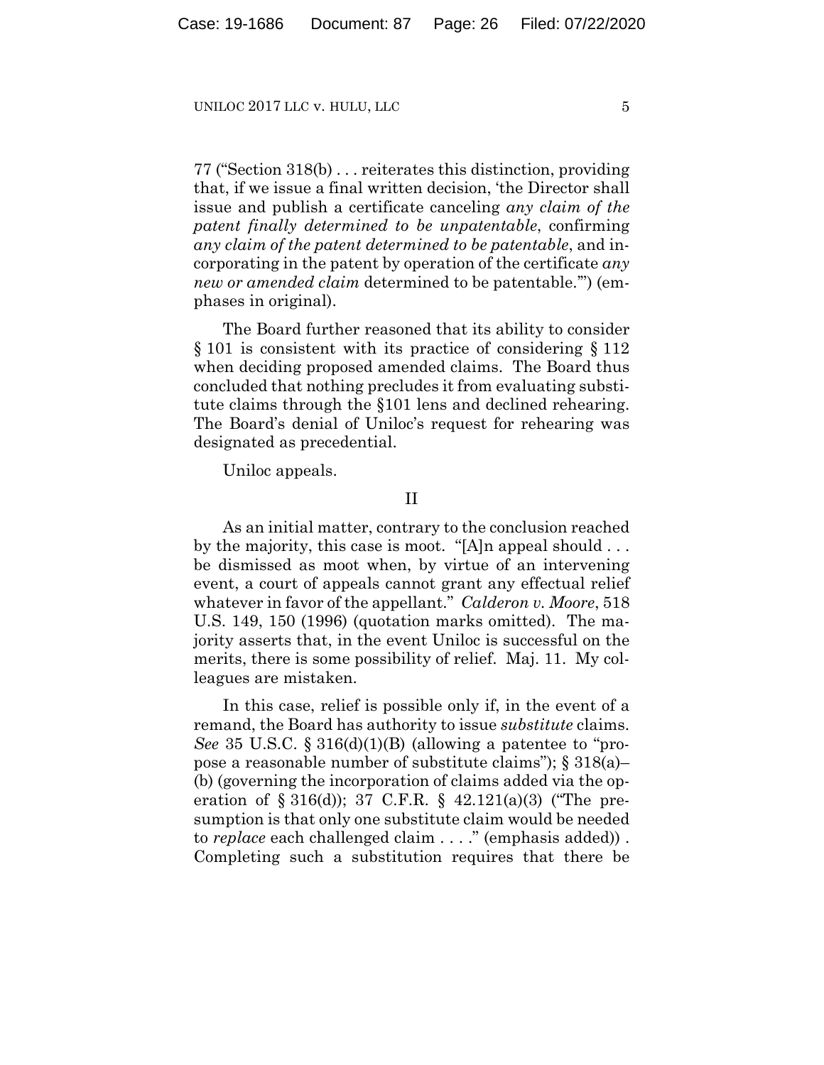77 ("Section 318(b) . . . reiterates this distinction, providing that, if we issue a final written decision, 'the Director shall issue and publish a certificate canceling *any claim of the patent finally determined to be unpatentable*, confirming *any claim of the patent determined to be patentable*, and incorporating in the patent by operation of the certificate *any new or amended claim* determined to be patentable.'") (emphases in original).

The Board further reasoned that its ability to consider § 101 is consistent with its practice of considering § 112 when deciding proposed amended claims. The Board thus concluded that nothing precludes it from evaluating substitute claims through the §101 lens and declined rehearing. The Board's denial of Uniloc's request for rehearing was designated as precedential.

Uniloc appeals.

## II

As an initial matter, contrary to the conclusion reached by the majority, this case is moot. "[A]n appeal should . . . be dismissed as moot when, by virtue of an intervening event, a court of appeals cannot grant any effectual relief whatever in favor of the appellant." *Calderon v. Moore*, 518 U.S. 149, 150 (1996) (quotation marks omitted). The majority asserts that, in the event Uniloc is successful on the merits, there is some possibility of relief. Maj. 11. My colleagues are mistaken.

In this case, relief is possible only if, in the event of a remand, the Board has authority to issue *substitute* claims. *See* 35 U.S.C. § 316(d)(1)(B) (allowing a patentee to "propose a reasonable number of substitute claims"); § 318(a)–(b) (governing the incorporation of claims added via the operation of § 316(d)); 37 C.F.R. § 42.121(a)(3) ("The presumption is that only one substitute claim would be needed to *replace* each challenged claim . . . ." (emphasis added)) . Completing such a substitution requires that there be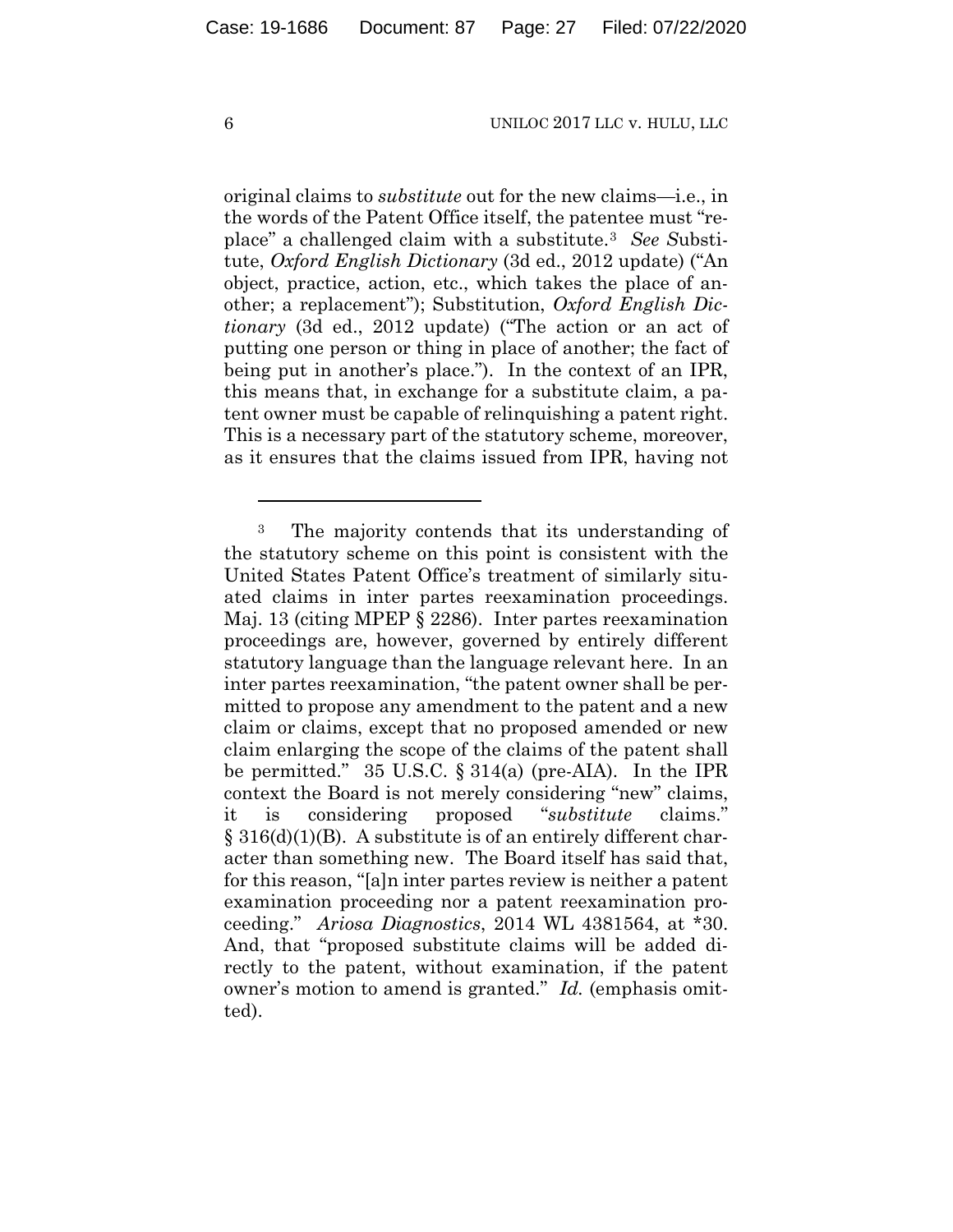original claims to *substitute* out for the new claims—i.e., in the words of the Patent Office itself, the patentee must "replace" a challenged claim with a substitute.[3] *See S*ubstitute, *Oxford English Dictionary* (3d ed., 2012 update) ("An object, practice, action, etc., which takes the place of another; a replacement"); Substitution, *Oxford English Dictionary* (3d ed., 2012 update) ("The action or an act of putting one person or thing in place of another; the fact of being put in another's place."). In the context of an IPR, this means that, in exchange for a substitute claim, a patent owner must be capable of relinquishing a patent right. This is a necessary part of the statutory scheme, moreover, as it ensures that the claims issued from IPR, having not

---

[3] The majority contends that its understanding of the statutory scheme on this point is consistent with the United States Patent Office's treatment of similarly situated claims in inter partes reexamination proceedings. Maj. 13 (citing MPEP § 2286). Inter partes reexamination proceedings are, however, governed by entirely different statutory language than the language relevant here. In an inter partes reexamination, "the patent owner shall be permitted to propose any amendment to the patent and a new claim or claims, except that no proposed amended or new claim enlarging the scope of the claims of the patent shall be permitted." 35 U.S.C. § 314(a) (pre-AIA). In the IPR context the Board is not merely considering "new" claims, it is considering proposed "*substitute* claims." § 316(d)(1)(B). A substitute is of an entirely different character than something new. The Board itself has said that, for this reason, "[a]n inter partes review is neither a patent examination proceeding nor a patent reexamination proceeding." *Ariosa Diagnostics*, 2014 WL 4381564, at *30. And, that "proposed substitute claims will be added directly to the patent, without examination, if the patent owner's motion to amend is granted." *Id.* (emphasis omitted).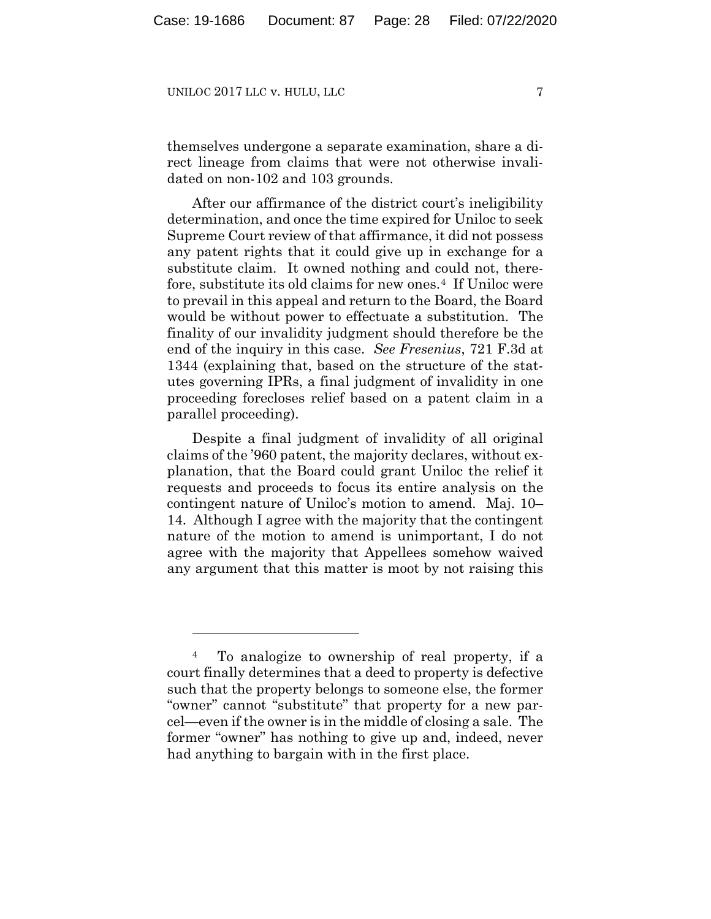themselves undergone a separate examination, share a direct lineage from claims that were not otherwise invalidated on non-102 and 103 grounds.

After our affirmance of the district court's ineligibility determination, and once the time expired for Uniloc to seek Supreme Court review of that affirmance, it did not possess any patent rights that it could give up in exchange for a substitute claim. It owned nothing and could not, therefore, substitute its old claims for new ones.[4] If Uniloc were to prevail in this appeal and return to the Board, the Board would be without power to effectuate a substitution. The finality of our invalidity judgment should therefore be the end of the inquiry in this case. *See Fresenius*, 721 F.3d at 1344 (explaining that, based on the structure of the statutes governing IPRs, a final judgment of invalidity in one proceeding forecloses relief based on a patent claim in a parallel proceeding).

Despite a final judgment of invalidity of all original claims of the '960 patent, the majority declares, without explanation, that the Board could grant Uniloc the relief it requests and proceeds to focus its entire analysis on the contingent nature of Uniloc's motion to amend. Maj. 10–14. Although I agree with the majority that the contingent nature of the motion to amend is unimportant, I do not agree with the majority that Appellees somehow waived any argument that this matter is moot by not raising this

---

[4] To analogize to ownership of real property, if a court finally determines that a deed to property is defective such that the property belongs to someone else, the former "owner" cannot "substitute" that property for a new parcel—even if the owner is in the middle of closing a sale. The former "owner" has nothing to give up and, indeed, never had anything to bargain with in the first place.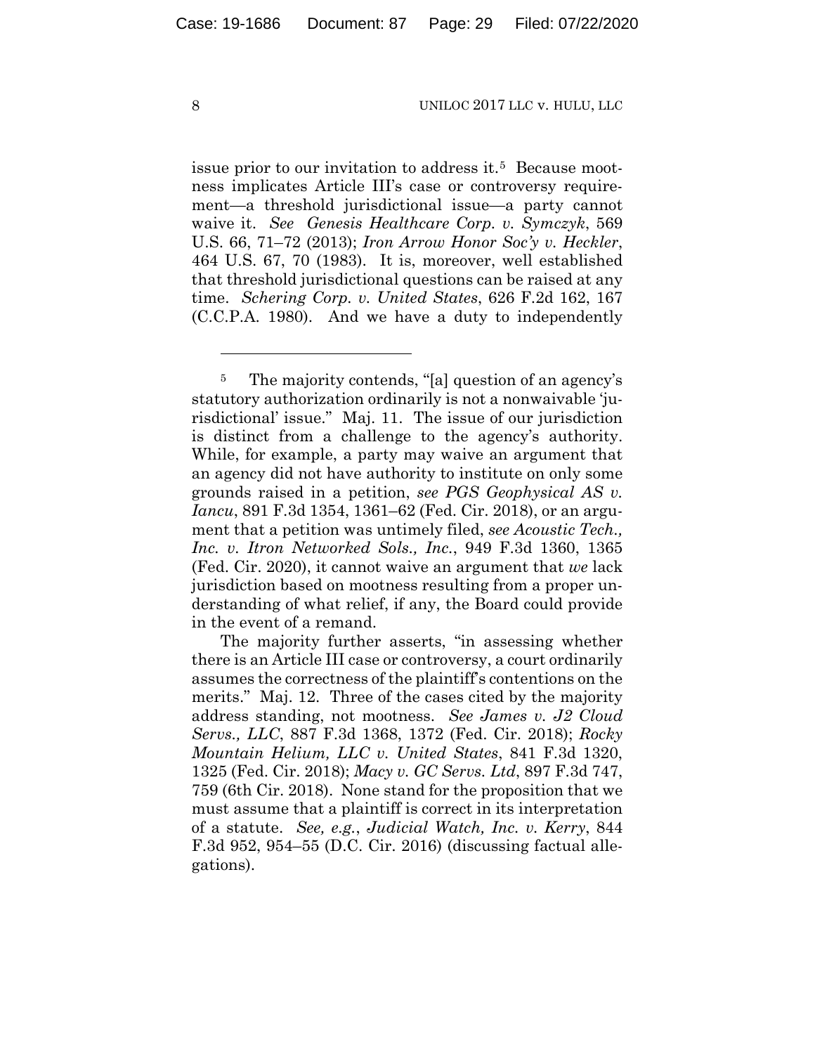issue prior to our invitation to address it.[5] Because mootness implicates Article III's case or controversy requirement—a threshold jurisdictional issue—a party cannot waive it. *See Genesis Healthcare Corp. v. Symczyk*, 569 U.S. 66, 71–72 (2013); *Iron Arrow Honor Soc'y v. Heckler*, 464 U.S. 67, 70 (1983). It is, moreover, well established that threshold jurisdictional questions can be raised at any time. *Schering Corp. v. United States*, 626 F.2d 162, 167 (C.C.P.A. 1980). And we have a duty to independently

---

[5] The majority contends, "[a] question of an agency's statutory authorization ordinarily is not a nonwaivable 'jurisdictional' issue." Maj. 11. The issue of our jurisdiction is distinct from a challenge to the agency's authority. While, for example, a party may waive an argument that an agency did not have authority to institute on only some grounds raised in a petition, *see PGS Geophysical AS v. Iancu*, 891 F.3d 1354, 1361–62 (Fed. Cir. 2018), or an argument that a petition was untimely filed, *see Acoustic Tech., Inc. v. Itron Networked Sols., Inc.*, 949 F.3d 1360, 1365 (Fed. Cir. 2020), it cannot waive an argument that *we* lack jurisdiction based on mootness resulting from a proper understanding of what relief, if any, the Board could provide in the event of a remand.

The majority further asserts, "in assessing whether there is an Article III case or controversy, a court ordinarily assumes the correctness of the plaintiff's contentions on the merits." Maj. 12. Three of the cases cited by the majority address standing, not mootness. *See James v. J2 Cloud Servs., LLC*, 887 F.3d 1368, 1372 (Fed. Cir. 2018); *Rocky Mountain Helium, LLC v. United States*, 841 F.3d 1320, 1325 (Fed. Cir. 2018); *Macy v. GC Servs. Ltd*, 897 F.3d 747, 759 (6th Cir. 2018). None stand for the proposition that we must assume that a plaintiff is correct in its interpretation of a statute. *See, e.g.*, *Judicial Watch, Inc. v. Kerry*, 844 F.3d 952, 954–55 (D.C. Cir. 2016) (discussing factual allegations).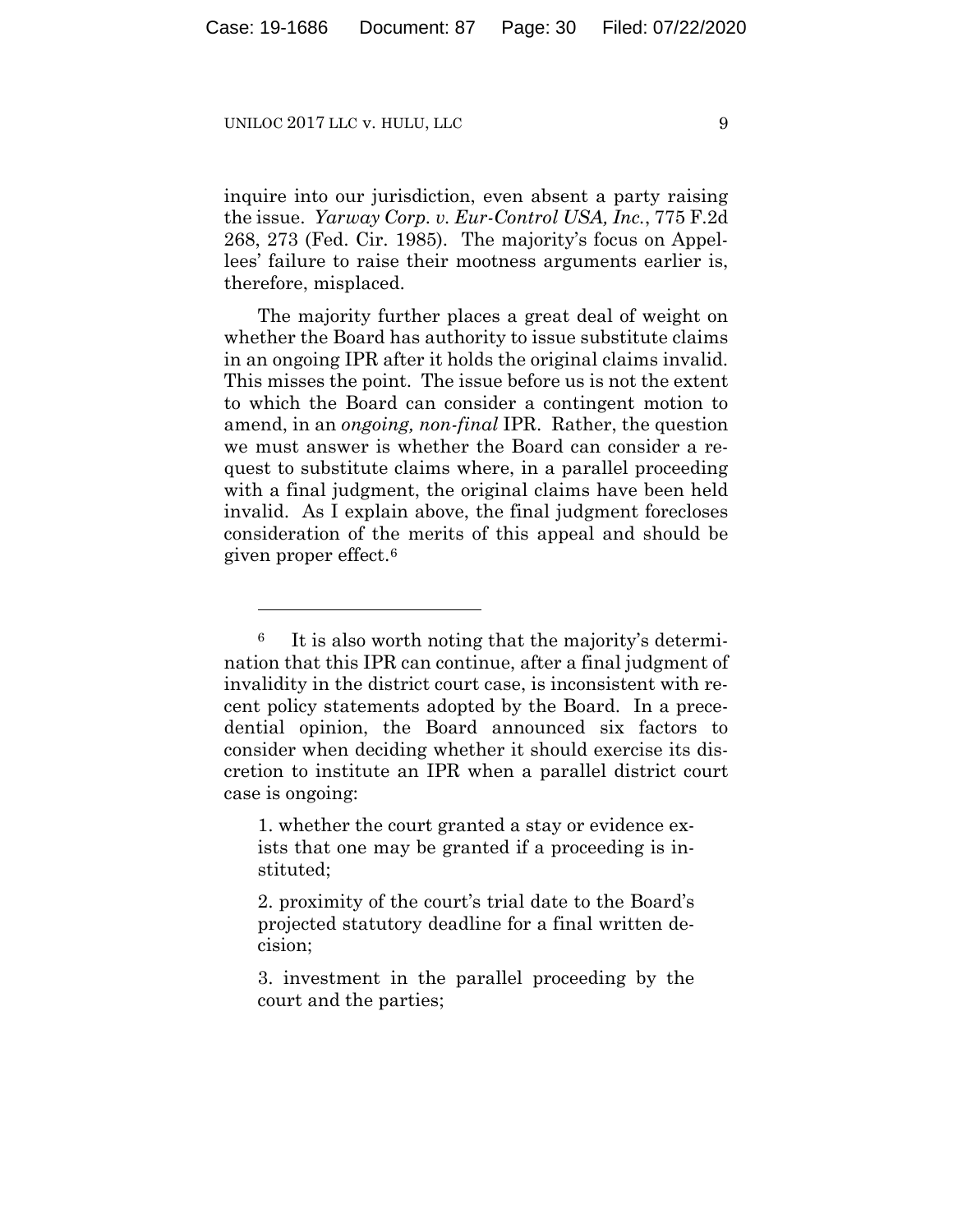inquire into our jurisdiction, even absent a party raising the issue. *Yarway Corp. v. Eur-Control USA, Inc.*, 775 F.2d 268, 273 (Fed. Cir. 1985). The majority's focus on Appellees' failure to raise their mootness arguments earlier is, therefore, misplaced.

The majority further places a great deal of weight on whether the Board has authority to issue substitute claims in an ongoing IPR after it holds the original claims invalid. This misses the point. The issue before us is not the extent to which the Board can consider a contingent motion to amend, in an *ongoing, non-final* IPR. Rather, the question we must answer is whether the Board can consider a request to substitute claims where, in a parallel proceeding with a final judgment, the original claims have been held invalid. As I explain above, the final judgment forecloses consideration of the merits of this appeal and should be given proper effect.[6]

---

[6] It is also worth noting that the majority's determination that this IPR can continue, after a final judgment of invalidity in the district court case, is inconsistent with recent policy statements adopted by the Board. In a precedential opinion, the Board announced six factors to consider when deciding whether it should exercise its discretion to institute an IPR when a parallel district court case is ongoing:

> 1. whether the court granted a stay or evidence exists that one may be granted if a proceeding is instituted;
>
> 2. proximity of the court's trial date to the Board's projected statutory deadline for a final written decision;
>
> 3. investment in the parallel proceeding by the court and the parties;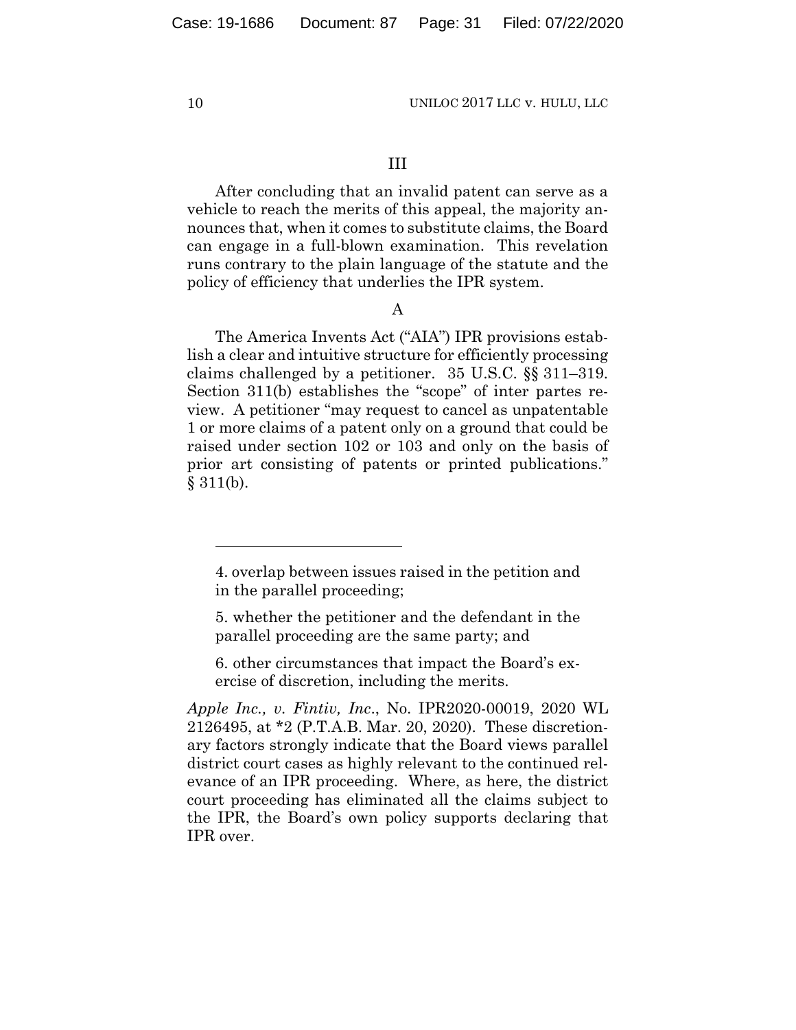## III

After concluding that an invalid patent can serve as a vehicle to reach the merits of this appeal, the majority announces that, when it comes to substitute claims, the Board can engage in a full-blown examination. This revelation runs contrary to the plain language of the statute and the policy of efficiency that underlies the IPR system.

### A

The America Invents Act ("AIA") IPR provisions establish a clear and intuitive structure for efficiently processing claims challenged by a petitioner. 35 U.S.C. §§ 311–319. Section 311(b) establishes the "scope" of inter partes review. A petitioner "may request to cancel as unpatentable 1 or more claims of a patent only on a ground that could be raised under section 102 or 103 and only on the basis of prior art consisting of patents or printed publications." § 311(b).

---

4. overlap between issues raised in the petition and in the parallel proceeding;

5. whether the petitioner and the defendant in the parallel proceeding are the same party; and

6. other circumstances that impact the Board's exercise of discretion, including the merits.

*Apple Inc., v. Fintiv, Inc.*, No. IPR2020-00019, 2020 WL 2126495, at *2 (P.T.A.B. Mar. 20, 2020). These discretionary factors strongly indicate that the Board views parallel district court cases as highly relevant to the continued relevance of an IPR proceeding. Where, as here, the district court proceeding has eliminated all the claims subject to the IPR, the Board's own policy supports declaring that IPR over.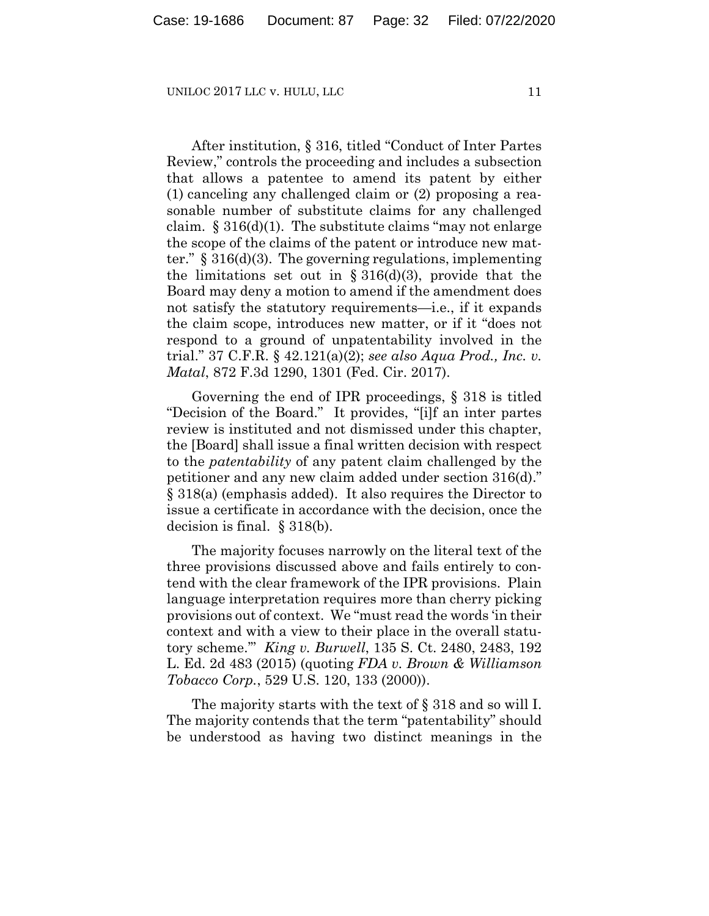After institution, § 316, titled "Conduct of Inter Partes Review," controls the proceeding and includes a subsection that allows a patentee to amend its patent by either (1) canceling any challenged claim or (2) proposing a reasonable number of substitute claims for any challenged claim. § 316(d)(1). The substitute claims "may not enlarge the scope of the claims of the patent or introduce new matter." § 316(d)(3). The governing regulations, implementing the limitations set out in § 316(d)(3), provide that the Board may deny a motion to amend if the amendment does not satisfy the statutory requirements—i.e., if it expands the claim scope, introduces new matter, or if it "does not respond to a ground of unpatentability involved in the trial." 37 C.F.R. § 42.121(a)(2); *see also Aqua Prod., Inc. v. Matal*, 872 F.3d 1290, 1301 (Fed. Cir. 2017).

Governing the end of IPR proceedings, § 318 is titled "Decision of the Board." It provides, "[i]f an inter partes review is instituted and not dismissed under this chapter, the [Board] shall issue a final written decision with respect to the *patentability* of any patent claim challenged by the petitioner and any new claim added under section 316(d)." § 318(a) (emphasis added). It also requires the Director to issue a certificate in accordance with the decision, once the decision is final. § 318(b).

The majority focuses narrowly on the literal text of the three provisions discussed above and fails entirely to contend with the clear framework of the IPR provisions. Plain language interpretation requires more than cherry picking provisions out of context. We "must read the words 'in their context and with a view to their place in the overall statutory scheme.'" *King v. Burwell*, 135 S. Ct. 2480, 2483, 192 L. Ed. 2d 483 (2015) (quoting *FDA v. Brown & Williamson Tobacco Corp.*, 529 U.S. 120, 133 (2000)).

The majority starts with the text of § 318 and so will I. The majority contends that the term "patentability" should be understood as having two distinct meanings in the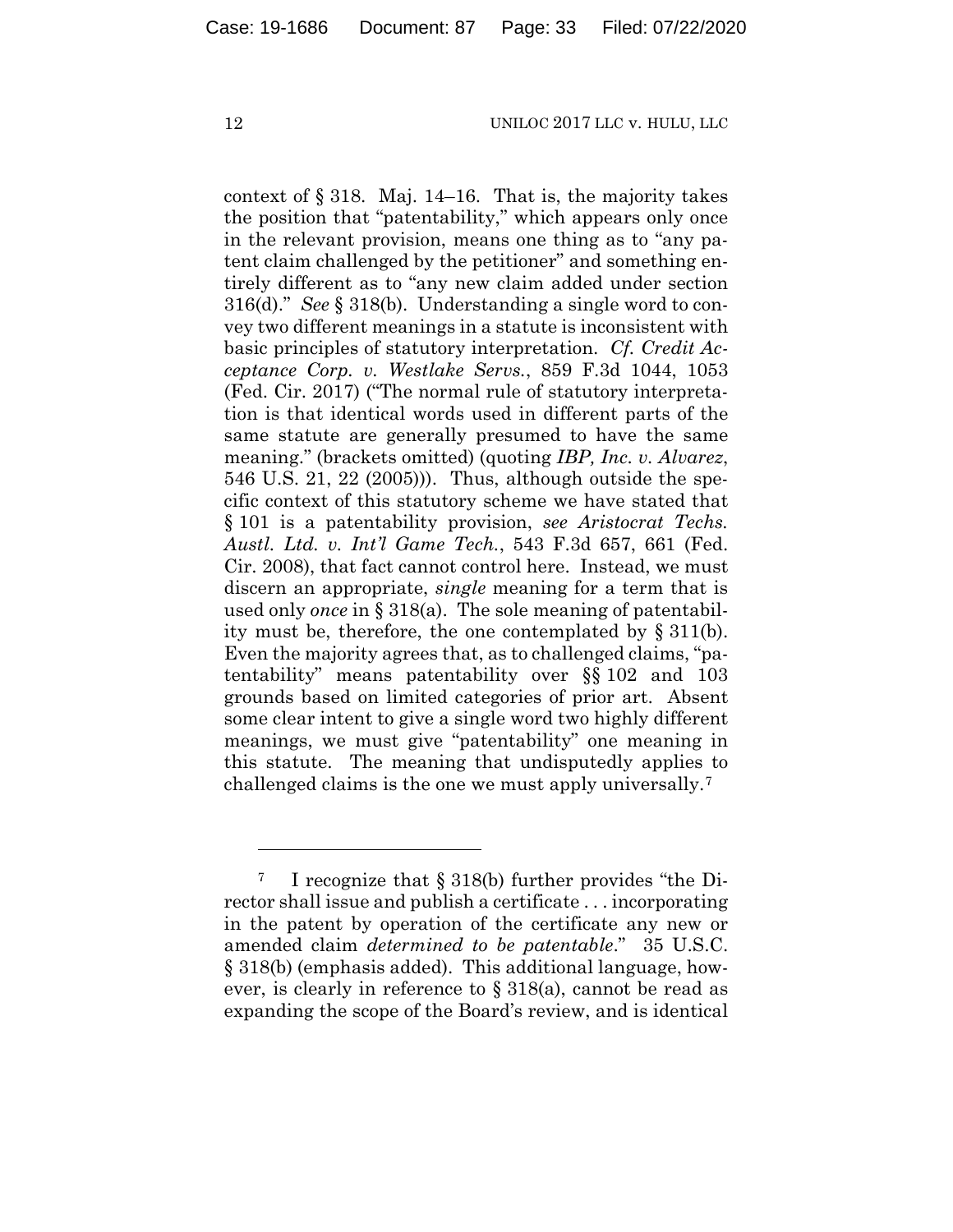context of § 318. Maj. 14–16. That is, the majority takes the position that "patentability," which appears only once in the relevant provision, means one thing as to "any patent claim challenged by the petitioner" and something entirely different as to "any new claim added under section 316(d)." *See* § 318(b). Understanding a single word to convey two different meanings in a statute is inconsistent with basic principles of statutory interpretation. *Cf. Credit Acceptance Corp. v. Westlake Servs.*, 859 F.3d 1044, 1053 (Fed. Cir. 2017) ("The normal rule of statutory interpretation is that identical words used in different parts of the same statute are generally presumed to have the same meaning." (brackets omitted) (quoting *IBP, Inc. v. Alvarez*, 546 U.S. 21, 22 (2005))). Thus, although outside the specific context of this statutory scheme we have stated that § 101 is a patentability provision, *see Aristocrat Techs. Austl. Ltd. v. Int'l Game Tech.*, 543 F.3d 657, 661 (Fed. Cir. 2008), that fact cannot control here. Instead, we must discern an appropriate, *single* meaning for a term that is used only *once* in § 318(a). The sole meaning of patentability must be, therefore, the one contemplated by § 311(b). Even the majority agrees that, as to challenged claims, "patentability" means patentability over §§ 102 and 103 grounds based on limited categories of prior art. Absent some clear intent to give a single word two highly different meanings, we must give "patentability" one meaning in this statute. The meaning that undisputedly applies to challenged claims is the one we must apply universally.[7]

---

[7] I recognize that § 318(b) further provides "the Director shall issue and publish a certificate . . . incorporating in the patent by operation of the certificate any new or amended claim *determined to be patentable*." 35 U.S.C. § 318(b) (emphasis added). This additional language, however, is clearly in reference to § 318(a), cannot be read as expanding the scope of the Board's review, and is identical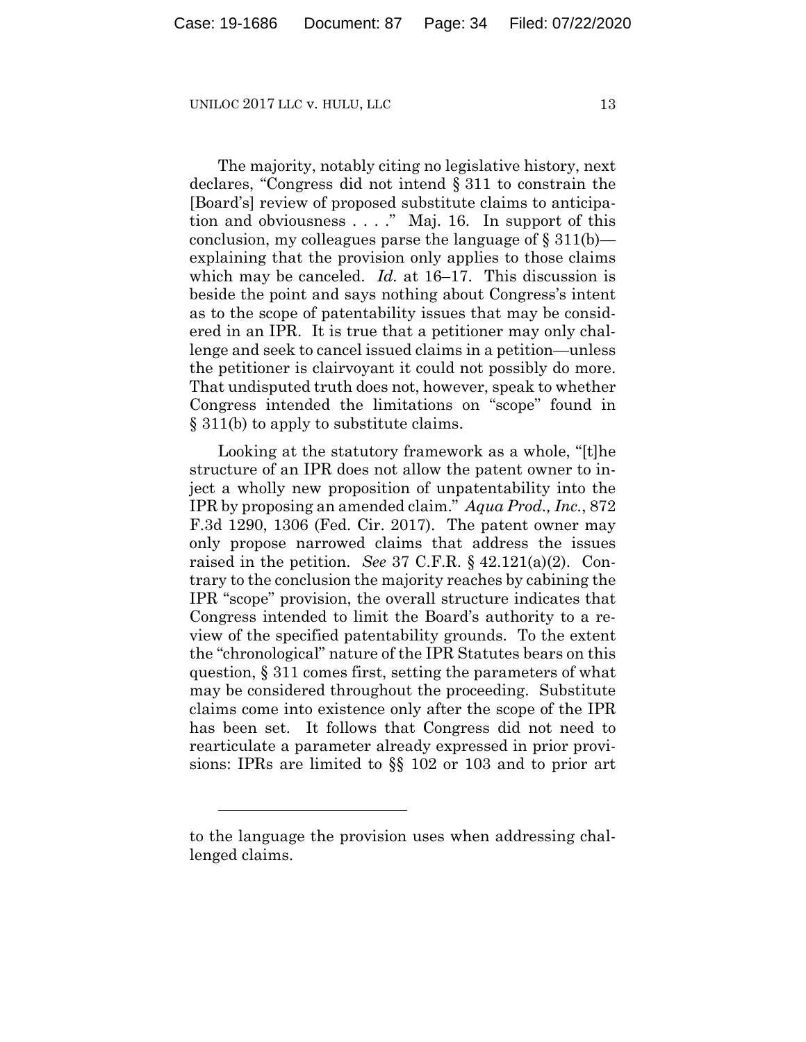The majority, notably citing no legislative history, next declares, "Congress did not intend § 311 to constrain the [Board's] review of proposed substitute claims to anticipation and obviousness . . . ." Maj. 16. In support of this conclusion, my colleagues parse the language of § 311(b)—explaining that the provision only applies to those claims which may be canceled. *Id.* at 16–17. This discussion is beside the point and says nothing about Congress's intent as to the scope of patentability issues that may be considered in an IPR. It is true that a petitioner may only challenge and seek to cancel issued claims in a petition—unless the petitioner is clairvoyant it could not possibly do more. That undisputed truth does not, however, speak to whether Congress intended the limitations on "scope" found in § 311(b) to apply to substitute claims.

Looking at the statutory framework as a whole, "[t]he structure of an IPR does not allow the patent owner to inject a wholly new proposition of unpatentability into the IPR by proposing an amended claim." *Aqua Prod., Inc.*, 872 F.3d 1290, 1306 (Fed. Cir. 2017). The patent owner may only propose narrowed claims that address the issues raised in the petition. *See* 37 C.F.R. § 42.121(a)(2). Contrary to the conclusion the majority reaches by cabining the IPR "scope" provision, the overall structure indicates that Congress intended to limit the Board's authority to a review of the specified patentability grounds. To the extent the "chronological" nature of the IPR Statutes bears on this question, § 311 comes first, setting the parameters of what may be considered throughout the proceeding. Substitute claims come into existence only after the scope of the IPR has been set. It follows that Congress did not need to rearticulate a parameter already expressed in prior provisions: IPRs are limited to §§ 102 or 103 and to prior art

---

to the language the provision uses when addressing challenged claims.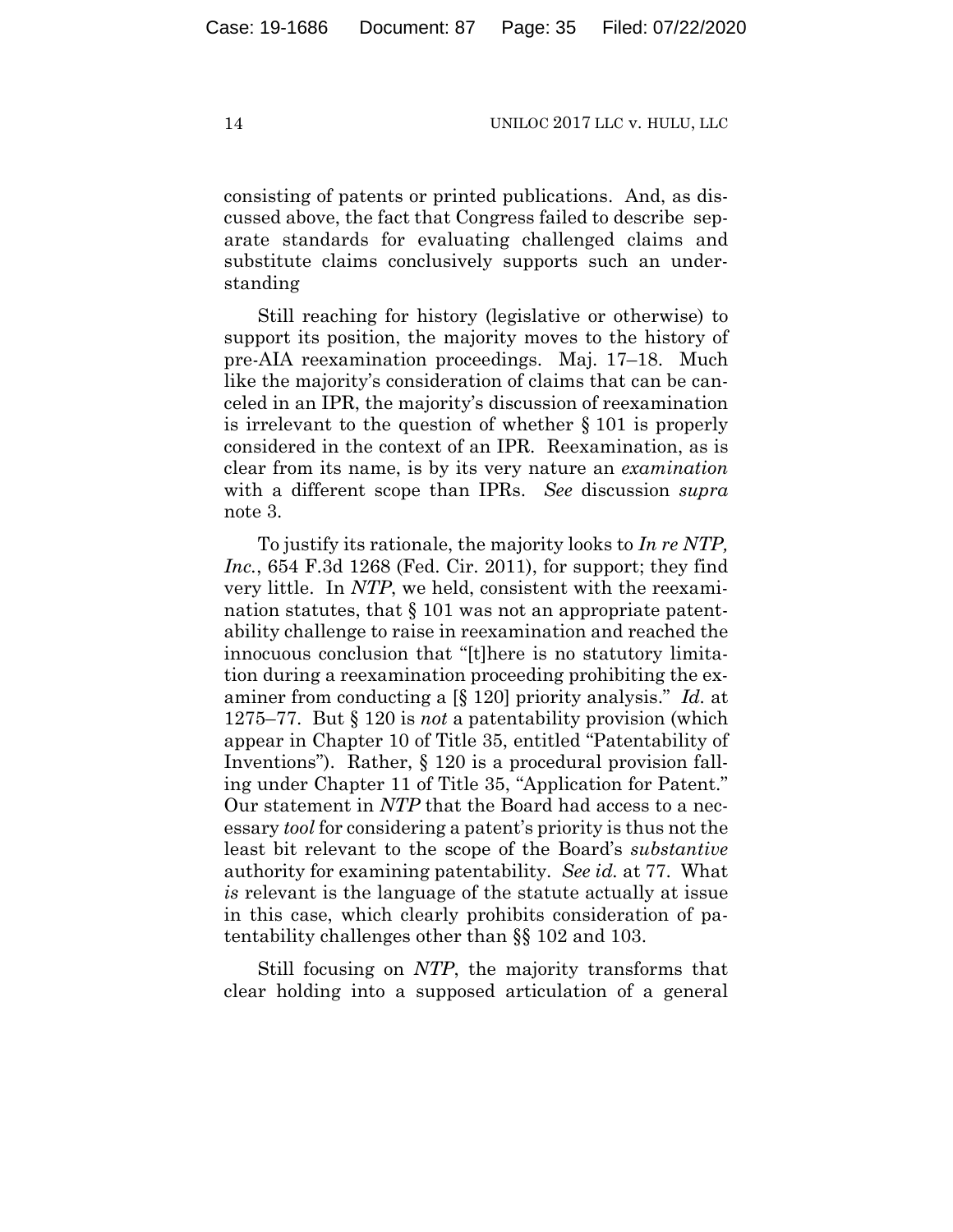consisting of patents or printed publications. And, as discussed above, the fact that Congress failed to describe separate standards for evaluating challenged claims and substitute claims conclusively supports such an understanding

Still reaching for history (legislative or otherwise) to support its position, the majority moves to the history of pre-AIA reexamination proceedings. Maj. 17–18. Much like the majority's consideration of claims that can be canceled in an IPR, the majority's discussion of reexamination is irrelevant to the question of whether § 101 is properly considered in the context of an IPR. Reexamination, as is clear from its name, is by its very nature an *examination* with a different scope than IPRs. *See* discussion *supra* note 3.

To justify its rationale, the majority looks to *In re NTP, Inc.*, 654 F.3d 1268 (Fed. Cir. 2011), for support; they find very little. In *NTP*, we held, consistent with the reexamination statutes, that § 101 was not an appropriate patentability challenge to raise in reexamination and reached the innocuous conclusion that "[t]here is no statutory limitation during a reexamination proceeding prohibiting the examiner from conducting a [§ 120] priority analysis." *Id.* at 1275–77. But § 120 is *not* a patentability provision (which appear in Chapter 10 of Title 35, entitled "Patentability of Inventions"). Rather, § 120 is a procedural provision falling under Chapter 11 of Title 35, "Application for Patent." Our statement in *NTP* that the Board had access to a necessary *tool* for considering a patent's priority is thus not the least bit relevant to the scope of the Board's *substantive* authority for examining patentability. *See id.* at 77. What *is* relevant is the language of the statute actually at issue in this case, which clearly prohibits consideration of patentability challenges other than §§ 102 and 103.

Still focusing on *NTP*, the majority transforms that clear holding into a supposed articulation of a general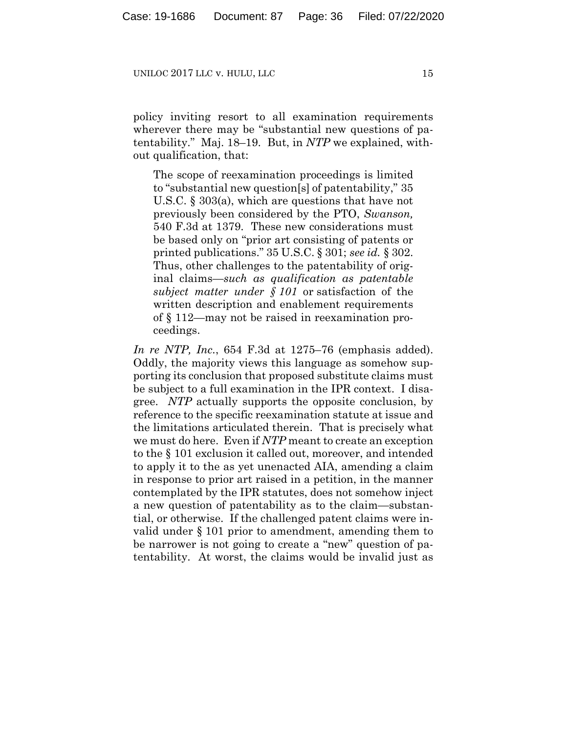policy inviting resort to all examination requirements wherever there may be "substantial new questions of patentability." Maj. 18–19. But, in *NTP* we explained, without qualification, that:

> The scope of reexamination proceedings is limited to "substantial new question[s] of patentability," 35 U.S.C. § 303(a), which are questions that have not previously been considered by the PTO, *Swanson,* 540 F.3d at 1379. These new considerations must be based only on "prior art consisting of patents or printed publications." 35 U.S.C. § 301; *see id.* § 302. Thus, other challenges to the patentability of original claims—*such as qualification as patentable subject matter under § 101* or satisfaction of the written description and enablement requirements of § 112—may not be raised in reexamination proceedings.

*In re NTP, Inc.*, 654 F.3d at 1275–76 (emphasis added). Oddly, the majority views this language as somehow supporting its conclusion that proposed substitute claims must be subject to a full examination in the IPR context. I disagree. *NTP* actually supports the opposite conclusion, by reference to the specific reexamination statute at issue and the limitations articulated therein. That is precisely what we must do here. Even if *NTP* meant to create an exception to the § 101 exclusion it called out, moreover, and intended to apply it to the as yet unenacted AIA, amending a claim in response to prior art raised in a petition, in the manner contemplated by the IPR statutes, does not somehow inject a new question of patentability as to the claim—substantial, or otherwise. If the challenged patent claims were invalid under § 101 prior to amendment, amending them to be narrower is not going to create a "new" question of patentability. At worst, the claims would be invalid just as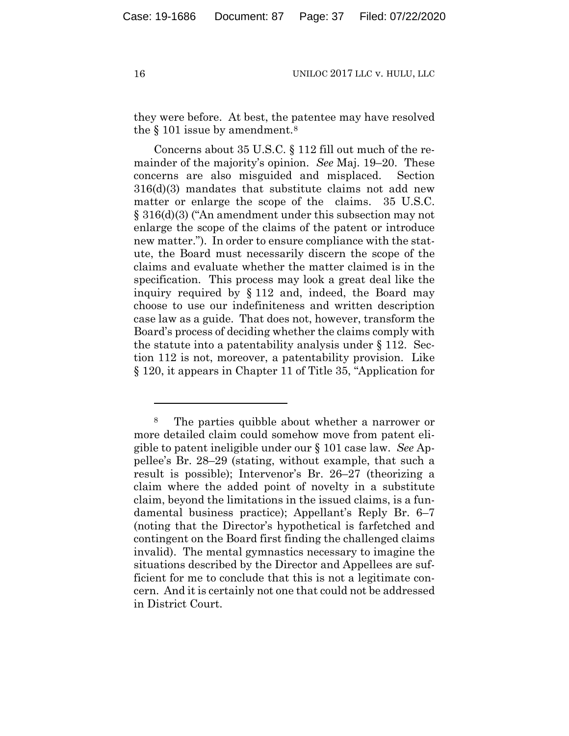they were before. At best, the patentee may have resolved the § 101 issue by amendment.[8]

Concerns about 35 U.S.C. § 112 fill out much of the remainder of the majority's opinion. *See* Maj. 19–20. These concerns are also misguided and misplaced. Section 316(d)(3) mandates that substitute claims not add new matter or enlarge the scope of the claims. 35 U.S.C. § 316(d)(3) ("An amendment under this subsection may not enlarge the scope of the claims of the patent or introduce new matter."). In order to ensure compliance with the statute, the Board must necessarily discern the scope of the claims and evaluate whether the matter claimed is in the specification. This process may look a great deal like the inquiry required by § 112 and, indeed, the Board may choose to use our indefiniteness and written description case law as a guide. That does not, however, transform the Board's process of deciding whether the claims comply with the statute into a patentability analysis under § 112. Section 112 is not, moreover, a patentability provision. Like § 120, it appears in Chapter 11 of Title 35, "Application for

---

[8] The parties quibble about whether a narrower or more detailed claim could somehow move from patent eligible to patent ineligible under our § 101 case law. *See* Appellee's Br. 28–29 (stating, without example, that such a result is possible); Intervenor's Br. 26–27 (theorizing a claim where the added point of novelty in a substitute claim, beyond the limitations in the issued claims, is a fundamental business practice); Appellant's Reply Br. 6–7 (noting that the Director's hypothetical is farfetched and contingent on the Board first finding the challenged claims invalid). The mental gymnastics necessary to imagine the situations described by the Director and Appellees are sufficient for me to conclude that this is not a legitimate concern. And it is certainly not one that could not be addressed in District Court.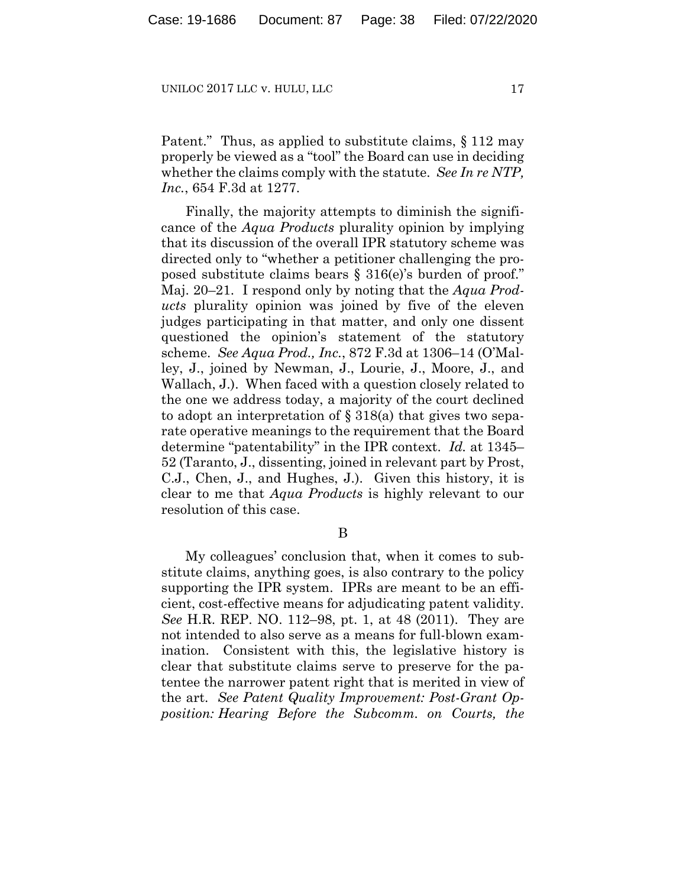Patent." Thus, as applied to substitute claims, § 112 may properly be viewed as a "tool" the Board can use in deciding whether the claims comply with the statute. *See In re NTP, Inc.*, 654 F.3d at 1277.

Finally, the majority attempts to diminish the significance of the *Aqua Products* plurality opinion by implying that its discussion of the overall IPR statutory scheme was directed only to "whether a petitioner challenging the proposed substitute claims bears § 316(e)'s burden of proof." Maj. 20–21. I respond only by noting that the *Aqua Products* plurality opinion was joined by five of the eleven judges participating in that matter, and only one dissent questioned the opinion's statement of the statutory scheme. *See Aqua Prod., Inc.*, 872 F.3d at 1306–14 (O'Malley, J., joined by Newman, J., Lourie, J., Moore, J., and Wallach, J.). When faced with a question closely related to the one we address today, a majority of the court declined to adopt an interpretation of § 318(a) that gives two separate operative meanings to the requirement that the Board determine "patentability" in the IPR context. *Id.* at 1345–52 (Taranto, J., dissenting, joined in relevant part by Prost, C.J., Chen, J., and Hughes, J.). Given this history, it is clear to me that *Aqua Products* is highly relevant to our resolution of this case.

B

My colleagues' conclusion that, when it comes to substitute claims, anything goes, is also contrary to the policy supporting the IPR system. IPRs are meant to be an efficient, cost-effective means for adjudicating patent validity. *See* H.R. REP. NO. 112–98, pt. 1, at 48 (2011). They are not intended to also serve as a means for full-blown examination. Consistent with this, the legislative history is clear that substitute claims serve to preserve for the patentee the narrower patent right that is merited in view of the art. *See Patent Quality Improvement: Post-Grant Opposition: Hearing Before the Subcomm. on Courts, the*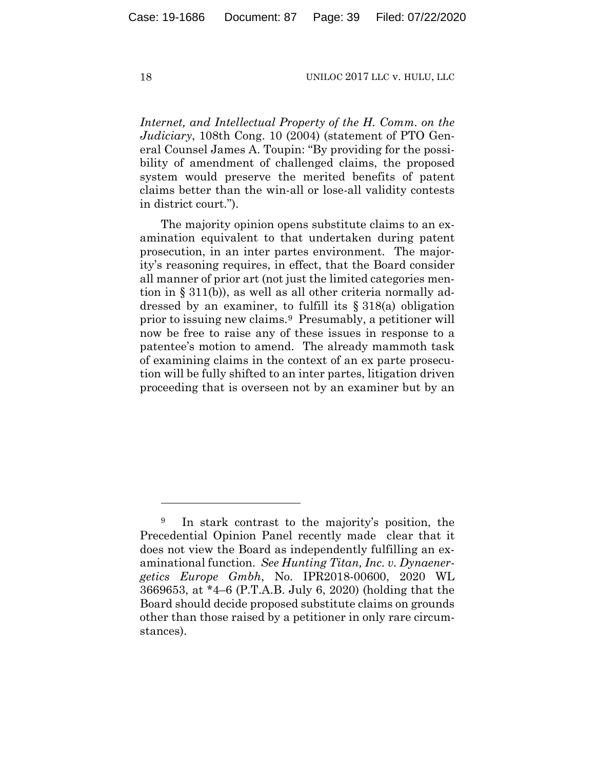*Internet, and Intellectual Property of the H. Comm. on the Judiciary*, 108th Cong. 10 (2004) (statement of PTO General Counsel James A. Toupin: "By providing for the possibility of amendment of challenged claims, the proposed system would preserve the merited benefits of patent claims better than the win-all or lose-all validity contests in district court.").

The majority opinion opens substitute claims to an examination equivalent to that undertaken during patent prosecution, in an inter partes environment. The majority's reasoning requires, in effect, that the Board consider all manner of prior art (not just the limited categories mention in § 311(b)), as well as all other criteria normally addressed by an examiner, to fulfill its § 318(a) obligation prior to issuing new claims.[9] Presumably, a petitioner will now be free to raise any of these issues in response to a patentee's motion to amend. The already mammoth task of examining claims in the context of an ex parte prosecution will be fully shifted to an inter partes, litigation driven proceeding that is overseen not by an examiner but by an

---

[9] In stark contrast to the majority's position, the Precedential Opinion Panel recently made clear that it does not view the Board as independently fulfilling an examinational function. *See Hunting Titan, Inc. v. Dynaenergetics Europe Gmbh*, No. IPR2018-00600, 2020 WL 3669653, at *4–6 (P.T.A.B. July 6, 2020) (holding that the Board should decide proposed substitute claims on grounds other than those raised by a petitioner in only rare circumstances).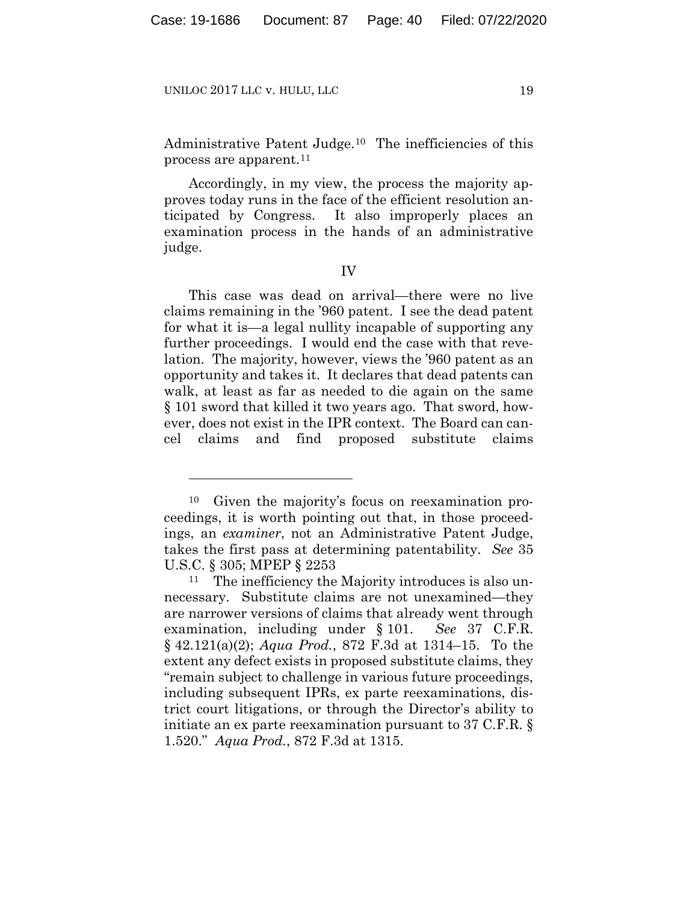Administrative Patent Judge.[10] The inefficiencies of this process are apparent.[11]

Accordingly, in my view, the process the majority approves today runs in the face of the efficient resolution anticipated by Congress. It also improperly places an examination process in the hands of an administrative judge.

IV

This case was dead on arrival—there were no live claims remaining in the '960 patent. I see the dead patent for what it is—a legal nullity incapable of supporting any further proceedings. I would end the case with that revelation. The majority, however, views the '960 patent as an opportunity and takes it. It declares that dead patents can walk, at least as far as needed to die again on the same § 101 sword that killed it two years ago. That sword, however, does not exist in the IPR context. The Board can cancel claims and find proposed substitute claims

---

[10] Given the majority's focus on reexamination proceedings, it is worth pointing out that, in those proceedings, an *examiner*, not an Administrative Patent Judge, takes the first pass at determining patentability. *See* 35 U.S.C. § 305; MPEP § 2253

[11] The inefficiency the Majority introduces is also unnecessary. Substitute claims are not unexamined—they are narrower versions of claims that already went through examination, including under § 101. *See* 37 C.F.R. § 42.121(a)(2); *Aqua Prod.*, 872 F.3d at 1314–15. To the extent any defect exists in proposed substitute claims, they "remain subject to challenge in various future proceedings, including subsequent IPRs, ex parte reexaminations, district court litigations, or through the Director's ability to initiate an ex parte reexamination pursuant to 37 C.F.R. § 1.520." *Aqua Prod.*, 872 F.3d at 1315.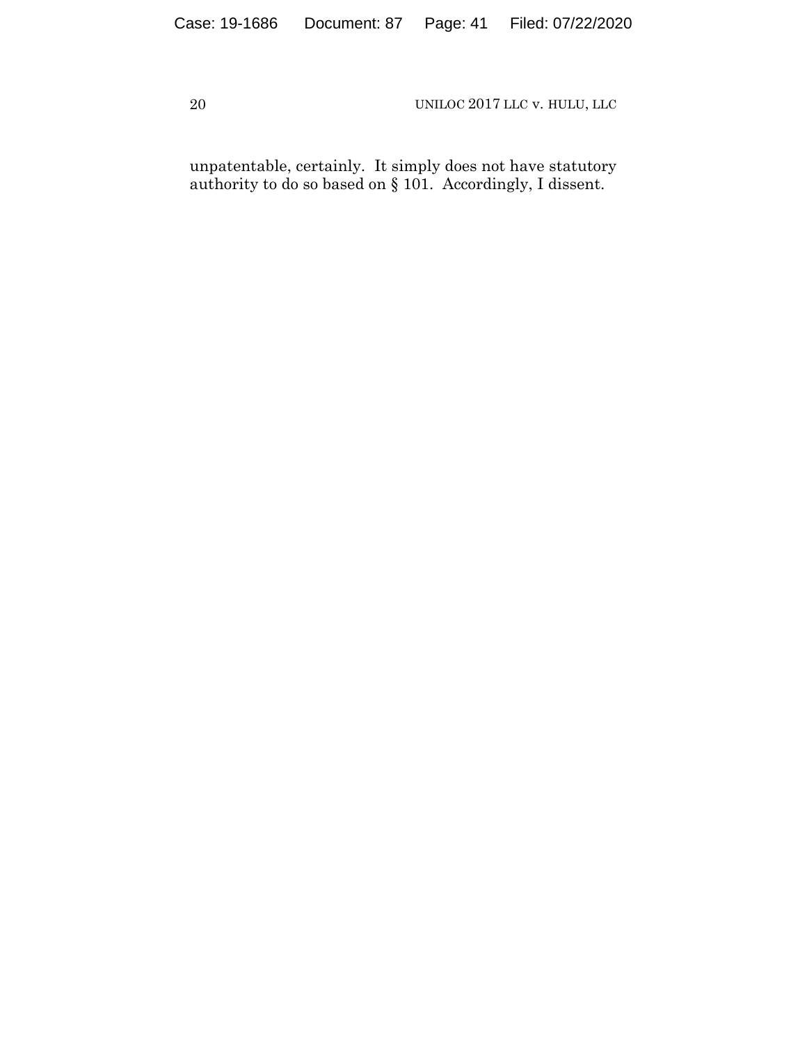unpatentable, certainly. It simply does not have statutory authority to do so based on § 101. Accordingly, I dissent.